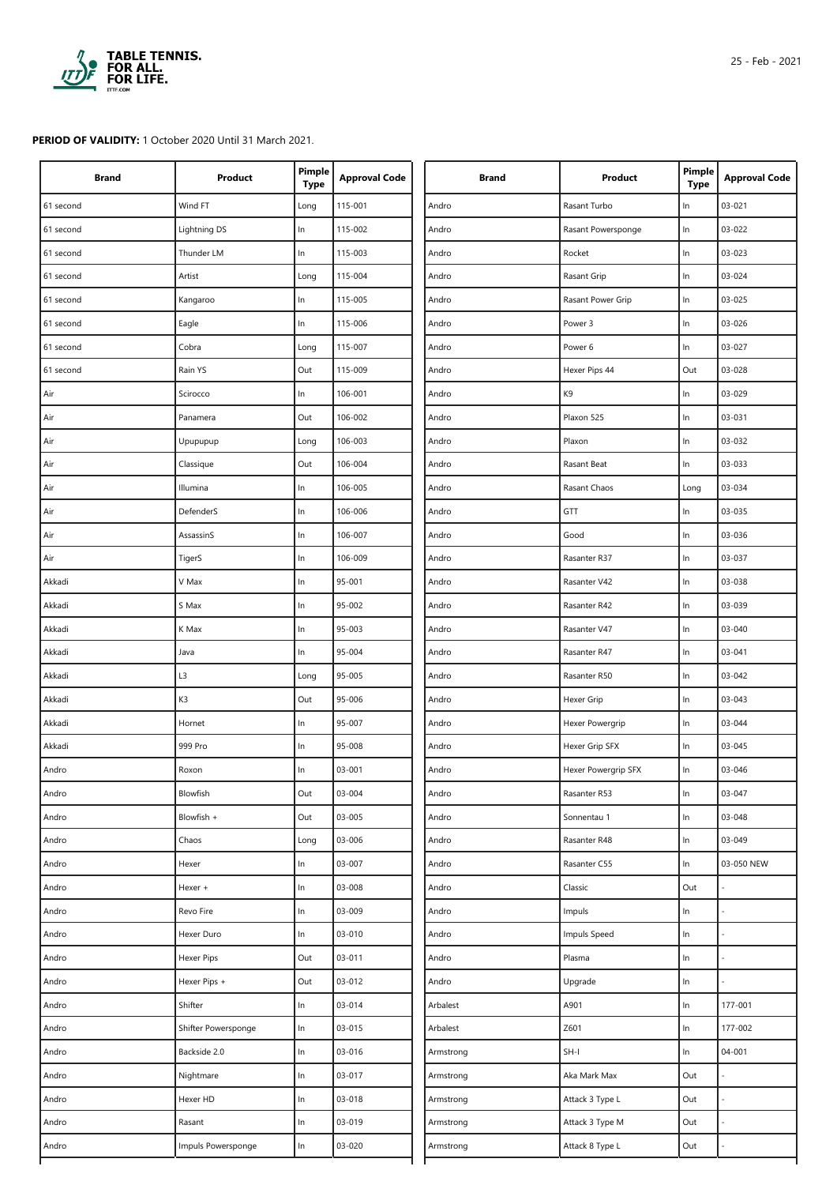**PERIOD OF VALIDITY:** 1 October 2020 Until 31 March 2021.

| Brand | Product | Pimple Type | Approval Code |
|---|---|---|---|
| 61 second | Wind FT | Long | 115-001 |
| 61 second | Lightning DS | In | 115-002 |
| 61 second | Thunder LM | In | 115-003 |
| 61 second | Artist | Long | 115-004 |
| 61 second | Kangaroo | In | 115-005 |
| 61 second | Eagle | In | 115-006 |
| 61 second | Cobra | Long | 115-007 |
| 61 second | Rain YS | Out | 115-009 |
| Air | Scirocco | In | 106-001 |
| Air | Panamera | Out | 106-002 |
| Air | Upupupup | Long | 106-003 |
| Air | Classique | Out | 106-004 |
| Air | Illumina | In | 106-005 |
| Air | DefenderS | In | 106-006 |
| Air | AssassinS | In | 106-007 |
| Air | TigerS | In | 106-009 |
| Akkadi | V Max | In | 95-001 |
| Akkadi | S Max | In | 95-002 |
| Akkadi | K Max | In | 95-003 |
| Akkadi | Java | In | 95-004 |
| Akkadi | L3 | Long | 95-005 |
| Akkadi | K3 | Out | 95-006 |
| Akkadi | Hornet | In | 95-007 |
| Akkadi | 999 Pro | In | 95-008 |
| Andro | Roxon | In | 03-001 |
| Andro | Blowfish | Out | 03-004 |
| Andro | Blowfish + | Out | 03-005 |
| Andro | Chaos | Long | 03-006 |
| Andro | Hexer | In | 03-007 |
| Andro | Hexer + | In | 03-008 |
| Andro | Revo Fire | In | 03-009 |
| Andro | Hexer Duro | In | 03-010 |
| Andro | Hexer Pips | Out | 03-011 |
| Andro | Hexer Pips + | Out | 03-012 |
| Andro | Shifter | In | 03-014 |
| Andro | Shifter Powersponge | In | 03-015 |
| Andro | Backside 2.0 | In | 03-016 |
| Andro | Nightmare | In | 03-017 |
| Andro | Hexer HD | In | 03-018 |
| Andro | Rasant | In | 03-019 |
| Andro | Impuls Powersponge | In | 03-020 |
| Andro | Rasant Turbo | In | 03-021 |
| Andro | Rasant Powersponge | In | 03-022 |
| Andro | Rocket | In | 03-023 |
| Andro | Rasant Grip | In | 03-024 |
| Andro | Rasant Power Grip | In | 03-025 |
| Andro | Power 3 | In | 03-026 |
| Andro | Power 6 | In | 03-027 |
| Andro | Hexer Pips 44 | Out | 03-028 |
| Andro | K9 | In | 03-029 |
| Andro | Plaxon 525 | In | 03-031 |
| Andro | Plaxon | In | 03-032 |
| Andro | Rasant Beat | In | 03-033 |
| Andro | Rasant Chaos | Long | 03-034 |
| Andro | GTT | In | 03-035 |
| Andro | Good | In | 03-036 |
| Andro | Rasanter R37 | In | 03-037 |
| Andro | Rasanter V42 | In | 03-038 |
| Andro | Rasanter R42 | In | 03-039 |
| Andro | Rasanter V47 | In | 03-040 |
| Andro | Rasanter R47 | In | 03-041 |
| Andro | Rasanter R50 | In | 03-042 |
| Andro | Hexer Grip | In | 03-043 |
| Andro | Hexer Powergrip | In | 03-044 |
| Andro | Hexer Grip SFX | In | 03-045 |
| Andro | Hexer Powergrip SFX | In | 03-046 |
| Andro | Rasanter R53 | In | 03-047 |
| Andro | Sonnentau 1 | In | 03-048 |
| Andro | Rasanter R48 | In | 03-049 |
| Andro | Rasanter C55 | In | 03-050 NEW |
| Andro | Classic | Out | - |
| Andro | Impuls | In | - |
| Andro | Impuls Speed | In | - |
| Andro | Plasma | In | - |
| Andro | Upgrade | In | - |
| Arbalest | A901 | In | 177-001 |
| Arbalest | Z601 | In | 177-002 |
| Armstrong | SH-I | In | 04-001 |
| Armstrong | Aka Mark Max | Out | - |
| Armstrong | Attack 3 Type L | Out | - |
| Armstrong | Attack 3 Type M | Out | - |
| Armstrong | Attack 8 Type L | Out | - |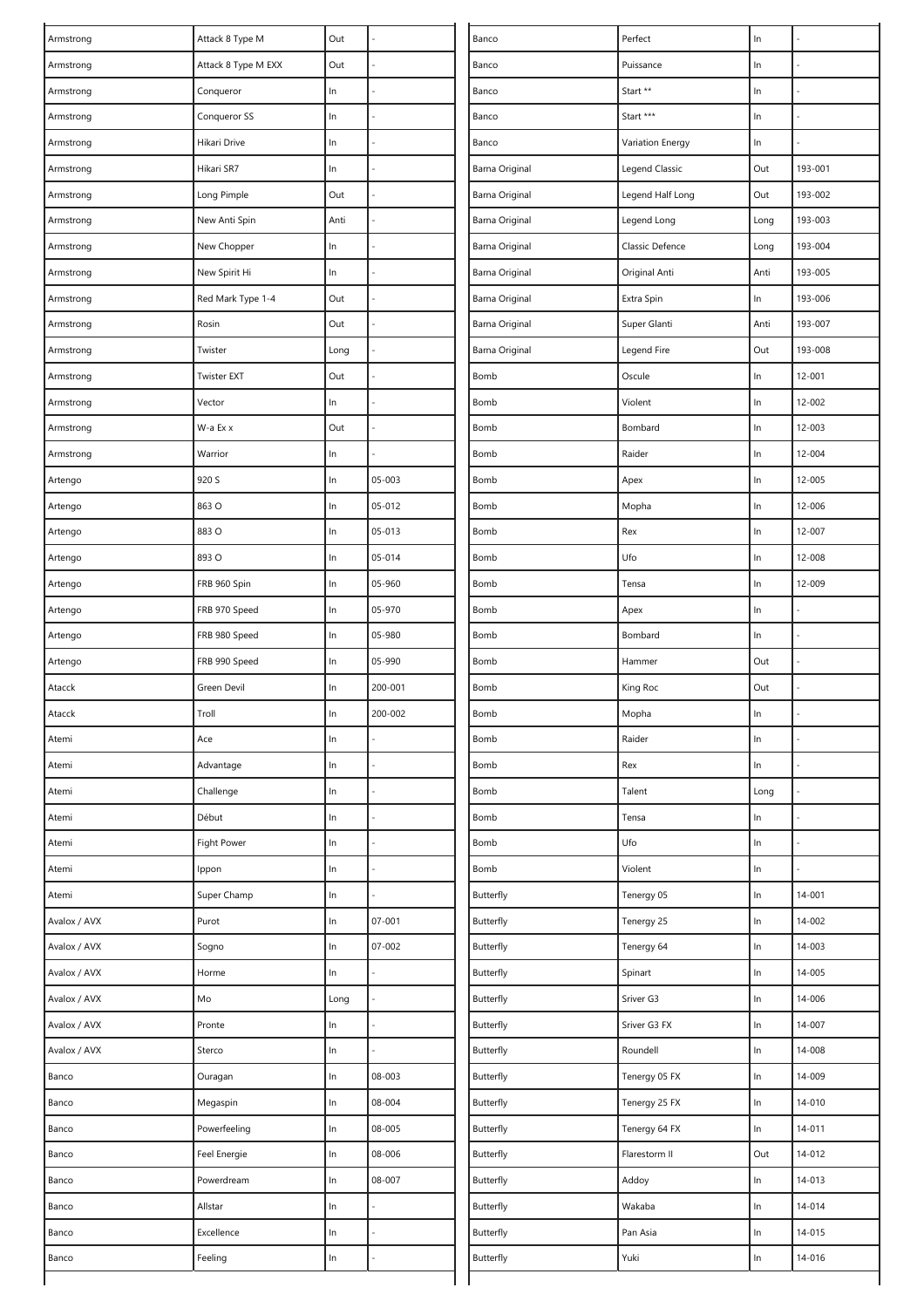| | | | |
|---|---|---|---|
| Armstrong | Attack 8 Type M | Out | - |
| Armstrong | Attack 8 Type M EXX | Out | - |
| Armstrong | Conqueror | In | - |
| Armstrong | Conqueror SS | In | - |
| Armstrong | Hikari Drive | In | - |
| Armstrong | Hikari SR7 | In | - |
| Armstrong | Long Pimple | Out | - |
| Armstrong | New Anti Spin | Anti | - |
| Armstrong | New Chopper | In | - |
| Armstrong | New Spirit Hi | In | - |
| Armstrong | Red Mark Type 1-4 | Out | - |
| Armstrong | Rosin | Out | - |
| Armstrong | Twister | Long | - |
| Armstrong | Twister EXT | Out | - |
| Armstrong | Vector | In | - |
| Armstrong | W-a Ex x | Out | - |
| Armstrong | Warrior | In | - |
| Artengo | 920 S | In | 05-003 |
| Artengo | 863 O | In | 05-012 |
| Artengo | 883 O | In | 05-013 |
| Artengo | 893 O | In | 05-014 |
| Artengo | FRB 960 Spin | In | 05-960 |
| Artengo | FRB 970 Speed | In | 05-970 |
| Artengo | FRB 980 Speed | In | 05-980 |
| Artengo | FRB 990 Speed | In | 05-990 |
| Atacck | Green Devil | In | 200-001 |
| Atacck | Troll | In | 200-002 |
| Atemi | Ace | In | - |
| Atemi | Advantage | In | - |
| Atemi | Challenge | In | - |
| Atemi | Début | In | - |
| Atemi | Fight Power | In | - |
| Atemi | Ippon | In | - |
| Atemi | Super Champ | In | - |
| Avalox / AVX | Purot | In | 07-001 |
| Avalox / AVX | Sogno | In | 07-002 |
| Avalox / AVX | Horme | In | - |
| Avalox / AVX | Mo | Long | - |
| Avalox / AVX | Pronte | In | - |
| Avalox / AVX | Sterco | In | - |
| Banco | Ouragan | In | 08-003 |
| Banco | Megaspin | In | 08-004 |
| Banco | Powerfeeling | In | 08-005 |
| Banco | Feel Energie | In | 08-006 |
| Banco | Powerdream | In | 08-007 |
| Banco | Allstar | In | - |
| Banco | Excellence | In | - |
| Banco | Feeling | In | - |
| Banco | Perfect | In | - |
| Banco | Puissance | In | - |
| Banco | Start ** | In | - |
| Banco | Start *** | In | - |
| Banco | Variation Energy | In | - |
| Barna Original | Legend Classic | Out | 193-001 |
| Barna Original | Legend Half Long | Out | 193-002 |
| Barna Original | Legend Long | Long | 193-003 |
| Barna Original | Classic Defence | Long | 193-004 |
| Barna Original | Original Anti | Anti | 193-005 |
| Barna Original | Extra Spin | In | 193-006 |
| Barna Original | Super Glanti | Anti | 193-007 |
| Barna Original | Legend Fire | Out | 193-008 |
| Bomb | Oscule | In | 12-001 |
| Bomb | Violent | In | 12-002 |
| Bomb | Bombard | In | 12-003 |
| Bomb | Raider | In | 12-004 |
| Bomb | Apex | In | 12-005 |
| Bomb | Mopha | In | 12-006 |
| Bomb | Rex | In | 12-007 |
| Bomb | Ufo | In | 12-008 |
| Bomb | Tensa | In | 12-009 |
| Bomb | Apex | In | - |
| Bomb | Bombard | In | - |
| Bomb | Hammer | Out | - |
| Bomb | King Roc | Out | - |
| Bomb | Mopha | In | - |
| Bomb | Raider | In | - |
| Bomb | Rex | In | - |
| Bomb | Talent | Long | - |
| Bomb | Tensa | In | - |
| Bomb | Ufo | In | - |
| Bomb | Violent | In | - |
| Butterfly | Tenergy 05 | In | 14-001 |
| Butterfly | Tenergy 25 | In | 14-002 |
| Butterfly | Tenergy 64 | In | 14-003 |
| Butterfly | Spinart | In | 14-005 |
| Butterfly | Sriver G3 | In | 14-006 |
| Butterfly | Sriver G3 FX | In | 14-007 |
| Butterfly | Roundell | In | 14-008 |
| Butterfly | Tenergy 05 FX | In | 14-009 |
| Butterfly | Tenergy 25 FX | In | 14-010 |
| Butterfly | Tenergy 64 FX | In | 14-011 |
| Butterfly | Flarestorm II | Out | 14-012 |
| Butterfly | Addoy | In | 14-013 |
| Butterfly | Wakaba | In | 14-014 |
| Butterfly | Pan Asia | In | 14-015 |
| Butterfly | Yuki | In | 14-016 |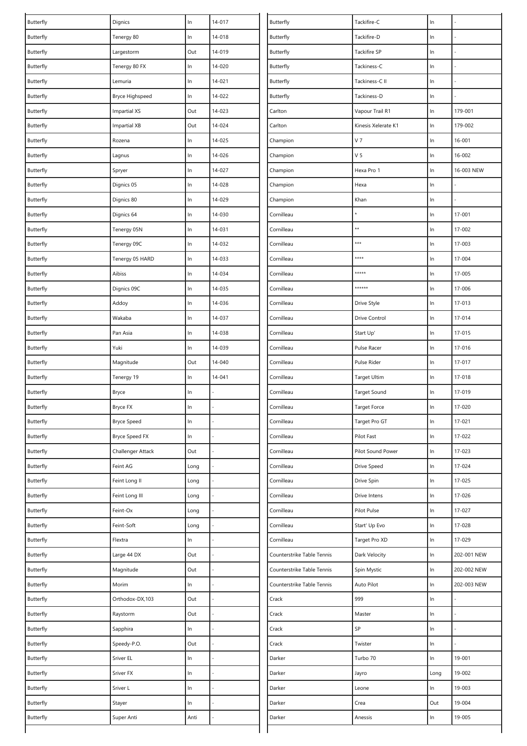| | | | |
|---|---|---|---|
| Butterfly | Dignics | In | 14-017 |
| Butterfly | Tenergy 80 | In | 14-018 |
| Butterfly | Largestorm | Out | 14-019 |
| Butterfly | Tenergy 80 FX | In | 14-020 |
| Butterfly | Lemuria | In | 14-021 |
| Butterfly | Bryce Highspeed | In | 14-022 |
| Butterfly | Impartial XS | Out | 14-023 |
| Butterfly | Impartial XB | Out | 14-024 |
| Butterfly | Rozena | In | 14-025 |
| Butterfly | Lagnus | In | 14-026 |
| Butterfly | Spryer | In | 14-027 |
| Butterfly | Dignics 05 | In | 14-028 |
| Butterfly | Dignics 80 | In | 14-029 |
| Butterfly | Dignics 64 | In | 14-030 |
| Butterfly | Tenergy 05N | In | 14-031 |
| Butterfly | Tenergy 09C | In | 14-032 |
| Butterfly | Tenergy 05 HARD | In | 14-033 |
| Butterfly | Aibiss | In | 14-034 |
| Butterfly | Dignics 09C | In | 14-035 |
| Butterfly | Addoy | In | 14-036 |
| Butterfly | Wakaba | In | 14-037 |
| Butterfly | Pan Asia | In | 14-038 |
| Butterfly | Yuki | In | 14-039 |
| Butterfly | Magnitude | Out | 14-040 |
| Butterfly | Tenergy 19 | In | 14-041 |
| Butterfly | Bryce | In | - |
| Butterfly | Bryce FX | In | - |
| Butterfly | Bryce Speed | In | - |
| Butterfly | Bryce Speed FX | In | - |
| Butterfly | Challenger Attack | Out | - |
| Butterfly | Feint AG | Long | - |
| Butterfly | Feint Long II | Long | - |
| Butterfly | Feint Long III | Long | - |
| Butterfly | Feint-Ox | Long | - |
| Butterfly | Feint-Soft | Long | - |
| Butterfly | Flextra | In | - |
| Butterfly | Large 44 DX | Out | - |
| Butterfly | Magnitude | Out | - |
| Butterfly | Morim | In | - |
| Butterfly | Orthodox-DX,103 | Out | - |
| Butterfly | Raystorm | Out | - |
| Butterfly | Sapphira | In | - |
| Butterfly | Speedy-P.O. | Out | - |
| Butterfly | Sriver EL | In | - |
| Butterfly | Sriver FX | In | - |
| Butterfly | Sriver L | In | - |
| Butterfly | Stayer | In | - |
| Butterfly | Super Anti | Anti | - |
| Butterfly | Tackifire-C | In | - |
| Butterfly | Tackifire-D | In | - |
| Butterfly | Tackifire SP | In | - |
| Butterfly | Tackiness-C | In | - |
| Butterfly | Tackiness-C II | In | - |
| Butterfly | Tackiness-D | In | - |
| Carlton | Vapour Trail R1 | In | 179-001 |
| Carlton | Kinesis Xelerate K1 | In | 179-002 |
| Champion | V 7 | In | 16-001 |
| Champion | V 5 | In | 16-002 |
| Champion | Hexa Pro 1 | In | 16-003 NEW |
| Champion | Hexa | In | - |
| Champion | Khan | In | - |
| Cornilleau | * | In | 17-001 |
| Cornilleau | ** | In | 17-002 |
| Cornilleau | *** | In | 17-003 |
| Cornilleau | **** | In | 17-004 |
| Cornilleau | ***** | In | 17-005 |
| Cornilleau | ****** | In | 17-006 |
| Cornilleau | Drive Style | In | 17-013 |
| Cornilleau | Drive Control | In | 17-014 |
| Cornilleau | Start Up' | In | 17-015 |
| Cornilleau | Pulse Racer | In | 17-016 |
| Cornilleau | Pulse Rider | In | 17-017 |
| Cornilleau | Target Ultim | In | 17-018 |
| Cornilleau | Target Sound | In | 17-019 |
| Cornilleau | Target Force | In | 17-020 |
| Cornilleau | Target Pro GT | In | 17-021 |
| Cornilleau | Pilot Fast | In | 17-022 |
| Cornilleau | Pilot Sound Power | In | 17-023 |
| Cornilleau | Drive Speed | In | 17-024 |
| Cornilleau | Drive Spin | In | 17-025 |
| Cornilleau | Drive Intens | In | 17-026 |
| Cornilleau | Pilot Pulse | In | 17-027 |
| Cornilleau | Start' Up Evo | In | 17-028 |
| Cornilleau | Target Pro XD | In | 17-029 |
| Counterstrike Table Tennis | Dark Velocity | In | 202-001 NEW |
| Counterstrike Table Tennis | Spin Mystic | In | 202-002 NEW |
| Counterstrike Table Tennis | Auto Pilot | In | 202-003 NEW |
| Crack | 999 | In | - |
| Crack | Master | In | - |
| Crack | SP | In | - |
| Crack | Twister | In | - |
| Darker | Turbo 70 | In | 19-001 |
| Darker | Jayro | Long | 19-002 |
| Darker | Leone | In | 19-003 |
| Darker | Crea | Out | 19-004 |
| Darker | Anessis | In | 19-005 |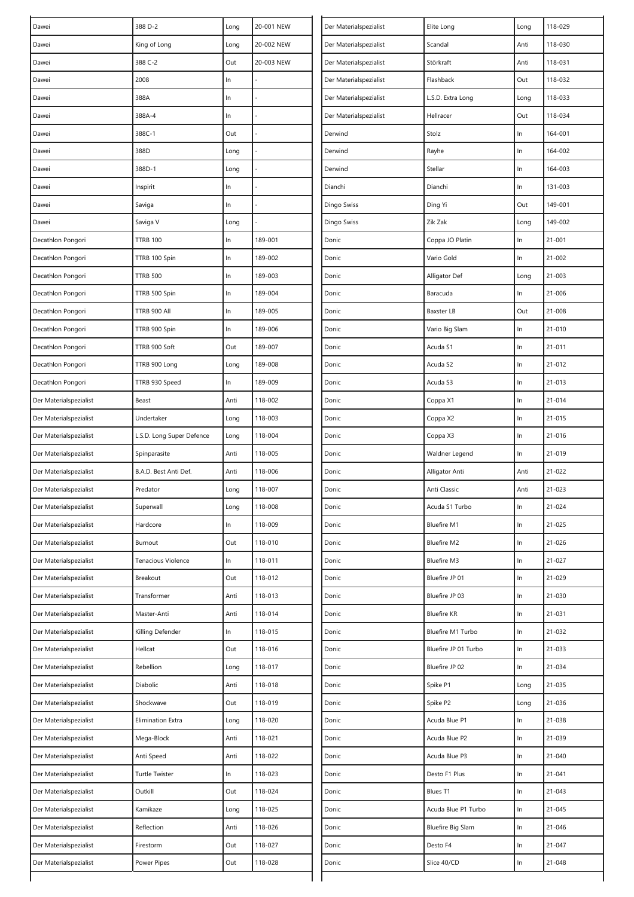| | | | |
|---|---|---|---|
| Dawei | 388 D-2 | Long | 20-001 NEW |
| Dawei | King of Long | Long | 20-002 NEW |
| Dawei | 388 C-2 | Out | 20-003 NEW |
| Dawei | 2008 | In | - |
| Dawei | 388A | In | - |
| Dawei | 388A-4 | In | - |
| Dawei | 388C-1 | Out | - |
| Dawei | 388D | Long | - |
| Dawei | 388D-1 | Long | - |
| Dawei | Inspirit | In | - |
| Dawei | Saviga | In | - |
| Dawei | Saviga V | Long | - |
| Decathlon Pongori | TTRB 100 | In | 189-001 |
| Decathlon Pongori | TTRB 100 Spin | In | 189-002 |
| Decathlon Pongori | TTRB 500 | In | 189-003 |
| Decathlon Pongori | TTRB 500 Spin | In | 189-004 |
| Decathlon Pongori | TTRB 900 All | In | 189-005 |
| Decathlon Pongori | TTRB 900 Spin | In | 189-006 |
| Decathlon Pongori | TTRB 900 Soft | Out | 189-007 |
| Decathlon Pongori | TTRB 900 Long | Long | 189-008 |
| Decathlon Pongori | TTRB 930 Speed | In | 189-009 |
| Der Materialspezialist | Beast | Anti | 118-002 |
| Der Materialspezialist | Undertaker | Long | 118-003 |
| Der Materialspezialist | L.S.D. Long Super Defence | Long | 118-004 |
| Der Materialspezialist | Spinparasite | Anti | 118-005 |
| Der Materialspezialist | B.A.D. Best Anti Def. | Anti | 118-006 |
| Der Materialspezialist | Predator | Long | 118-007 |
| Der Materialspezialist | Superwall | Long | 118-008 |
| Der Materialspezialist | Hardcore | In | 118-009 |
| Der Materialspezialist | Burnout | Out | 118-010 |
| Der Materialspezialist | Tenacious Violence | In | 118-011 |
| Der Materialspezialist | Breakout | Out | 118-012 |
| Der Materialspezialist | Transformer | Anti | 118-013 |
| Der Materialspezialist | Master-Anti | Anti | 118-014 |
| Der Materialspezialist | Killing Defender | In | 118-015 |
| Der Materialspezialist | Hellcat | Out | 118-016 |
| Der Materialspezialist | Rebellion | Long | 118-017 |
| Der Materialspezialist | Diabolic | Anti | 118-018 |
| Der Materialspezialist | Shockwave | Out | 118-019 |
| Der Materialspezialist | Elimination Extra | Long | 118-020 |
| Der Materialspezialist | Mega-Block | Anti | 118-021 |
| Der Materialspezialist | Anti Speed | Anti | 118-022 |
| Der Materialspezialist | Turtle Twister | In | 118-023 |
| Der Materialspezialist | Outkill | Out | 118-024 |
| Der Materialspezialist | Kamikaze | Long | 118-025 |
| Der Materialspezialist | Reflection | Anti | 118-026 |
| Der Materialspezialist | Firestorm | Out | 118-027 |
| Der Materialspezialist | Power Pipes | Out | 118-028 |
| Der Materialspezialist | Elite Long | Long | 118-029 |
| Der Materialspezialist | Scandal | Anti | 118-030 |
| Der Materialspezialist | Störkraft | Anti | 118-031 |
| Der Materialspezialist | Flashback | Out | 118-032 |
| Der Materialspezialist | L.S.D. Extra Long | Long | 118-033 |
| Der Materialspezialist | Hellracer | Out | 118-034 |
| Derwind | Stolz | In | 164-001 |
| Derwind | Rayhe | In | 164-002 |
| Derwind | Stellar | In | 164-003 |
| Dianchi | Dianchi | In | 131-003 |
| Dingo Swiss | Ding Yi | Out | 149-001 |
| Dingo Swiss | Zik Zak | Long | 149-002 |
| Donic | Coppa JO Platin | In | 21-001 |
| Donic | Vario Gold | In | 21-002 |
| Donic | Alligator Def | Long | 21-003 |
| Donic | Baracuda | In | 21-006 |
| Donic | Baxster LB | Out | 21-008 |
| Donic | Vario Big Slam | In | 21-010 |
| Donic | Acuda S1 | In | 21-011 |
| Donic | Acuda S2 | In | 21-012 |
| Donic | Acuda S3 | In | 21-013 |
| Donic | Coppa X1 | In | 21-014 |
| Donic | Coppa X2 | In | 21-015 |
| Donic | Coppa X3 | In | 21-016 |
| Donic | Waldner Legend | In | 21-019 |
| Donic | Alligator Anti | Anti | 21-022 |
| Donic | Anti Classic | Anti | 21-023 |
| Donic | Acuda S1 Turbo | In | 21-024 |
| Donic | Bluefire M1 | In | 21-025 |
| Donic | Bluefire M2 | In | 21-026 |
| Donic | Bluefire M3 | In | 21-027 |
| Donic | Bluefire JP 01 | In | 21-029 |
| Donic | Bluefire JP 03 | In | 21-030 |
| Donic | Bluefire KR | In | 21-031 |
| Donic | Bluefire M1 Turbo | In | 21-032 |
| Donic | Bluefire JP 01 Turbo | In | 21-033 |
| Donic | Bluefire JP 02 | In | 21-034 |
| Donic | Spike P1 | Long | 21-035 |
| Donic | Spike P2 | Long | 21-036 |
| Donic | Acuda Blue P1 | In | 21-038 |
| Donic | Acuda Blue P2 | In | 21-039 |
| Donic | Acuda Blue P3 | In | 21-040 |
| Donic | Desto F1 Plus | In | 21-041 |
| Donic | Blues T1 | In | 21-043 |
| Donic | Acuda Blue P1 Turbo | In | 21-045 |
| Donic | Bluefire Big Slam | In | 21-046 |
| Donic | Desto F4 | In | 21-047 |
| Donic | Slice 40/CD | In | 21-048 |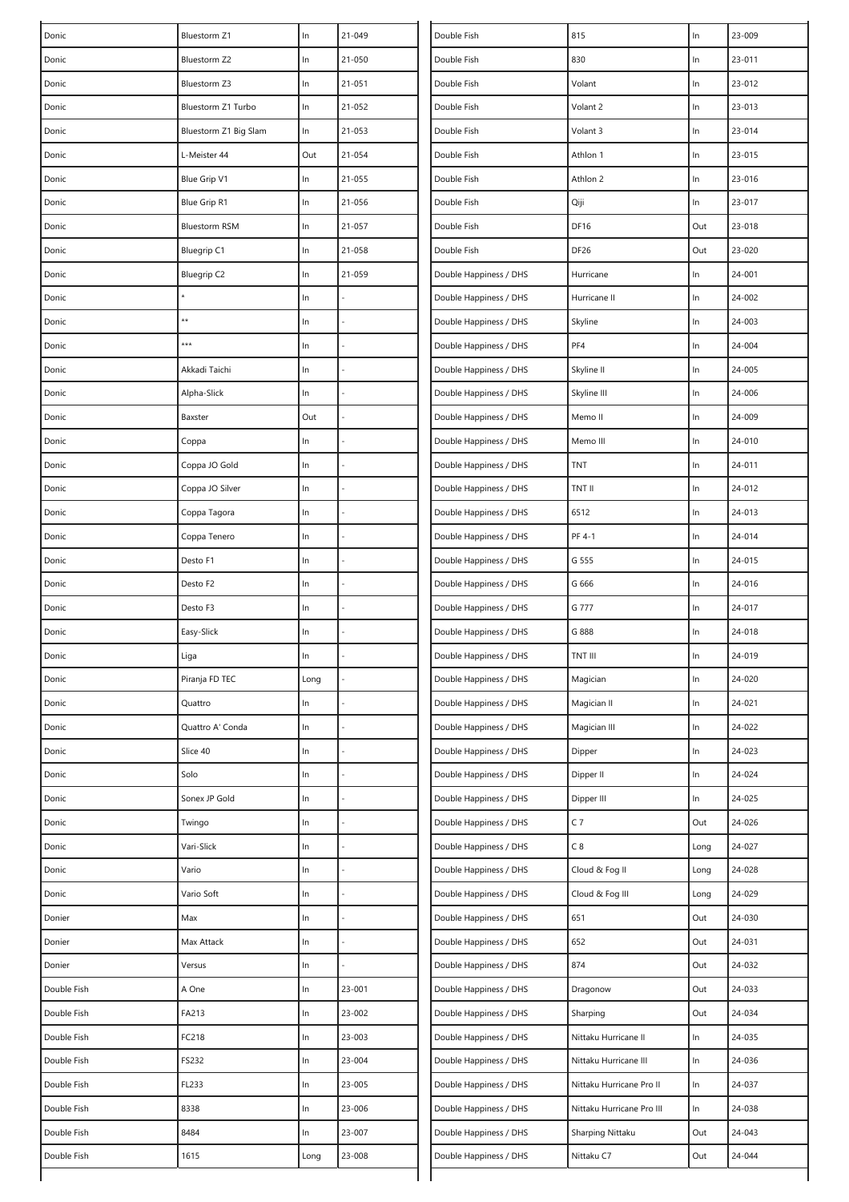| | | | |
|---|---|---|---|
| Donic | Bluestorm Z1 | In | 21-049 |
| Donic | Bluestorm Z2 | In | 21-050 |
| Donic | Bluestorm Z3 | In | 21-051 |
| Donic | Bluestorm Z1 Turbo | In | 21-052 |
| Donic | Bluestorm Z1 Big Slam | In | 21-053 |
| Donic | L-Meister 44 | Out | 21-054 |
| Donic | Blue Grip V1 | In | 21-055 |
| Donic | Blue Grip R1 | In | 21-056 |
| Donic | Bluestorm RSM | In | 21-057 |
| Donic | Bluegrip C1 | In | 21-058 |
| Donic | Bluegrip C2 | In | 21-059 |
| Donic | * | In | - |
| Donic | ** | In | - |
| Donic | *** | In | - |
| Donic | Akkadi Taichi | In | - |
| Donic | Alpha-Slick | In | - |
| Donic | Baxster | Out | - |
| Donic | Coppa | In | - |
| Donic | Coppa JO Gold | In | - |
| Donic | Coppa JO Silver | In | - |
| Donic | Coppa Tagora | In | - |
| Donic | Coppa Tenero | In | - |
| Donic | Desto F1 | In | - |
| Donic | Desto F2 | In | - |
| Donic | Desto F3 | In | - |
| Donic | Easy-Slick | In | - |
| Donic | Liga | In | - |
| Donic | Piranja FD TEC | Long | - |
| Donic | Quattro | In | - |
| Donic | Quattro A' Conda | In | - |
| Donic | Slice 40 | In | - |
| Donic | Solo | In | - |
| Donic | Sonex JP Gold | In | - |
| Donic | Twingo | In | - |
| Donic | Vari-Slick | In | - |
| Donic | Vario | In | - |
| Donic | Vario Soft | In | - |
| Donier | Max | In | - |
| Donier | Max Attack | In | - |
| Donier | Versus | In | - |
| Double Fish | A One | In | 23-001 |
| Double Fish | FA213 | In | 23-002 |
| Double Fish | FC218 | In | 23-003 |
| Double Fish | FS232 | In | 23-004 |
| Double Fish | FL233 | In | 23-005 |
| Double Fish | 8338 | In | 23-006 |
| Double Fish | 8484 | In | 23-007 |
| Double Fish | 1615 | Long | 23-008 |
| Double Fish | 815 | In | 23-009 |
| Double Fish | 830 | In | 23-011 |
| Double Fish | Volant | In | 23-012 |
| Double Fish | Volant 2 | In | 23-013 |
| Double Fish | Volant 3 | In | 23-014 |
| Double Fish | Athlon 1 | In | 23-015 |
| Double Fish | Athlon 2 | In | 23-016 |
| Double Fish | Qiji | In | 23-017 |
| Double Fish | DF16 | Out | 23-018 |
| Double Fish | DF26 | Out | 23-020 |
| Double Happiness / DHS | Hurricane | In | 24-001 |
| Double Happiness / DHS | Hurricane II | In | 24-002 |
| Double Happiness / DHS | Skyline | In | 24-003 |
| Double Happiness / DHS | PF4 | In | 24-004 |
| Double Happiness / DHS | Skyline II | In | 24-005 |
| Double Happiness / DHS | Skyline III | In | 24-006 |
| Double Happiness / DHS | Memo II | In | 24-009 |
| Double Happiness / DHS | Memo III | In | 24-010 |
| Double Happiness / DHS | TNT | In | 24-011 |
| Double Happiness / DHS | TNT II | In | 24-012 |
| Double Happiness / DHS | 6512 | In | 24-013 |
| Double Happiness / DHS | PF 4-1 | In | 24-014 |
| Double Happiness / DHS | G 555 | In | 24-015 |
| Double Happiness / DHS | G 666 | In | 24-016 |
| Double Happiness / DHS | G 777 | In | 24-017 |
| Double Happiness / DHS | G 888 | In | 24-018 |
| Double Happiness / DHS | TNT III | In | 24-019 |
| Double Happiness / DHS | Magician | In | 24-020 |
| Double Happiness / DHS | Magician II | In | 24-021 |
| Double Happiness / DHS | Magician III | In | 24-022 |
| Double Happiness / DHS | Dipper | In | 24-023 |
| Double Happiness / DHS | Dipper II | In | 24-024 |
| Double Happiness / DHS | Dipper III | In | 24-025 |
| Double Happiness / DHS | C 7 | Out | 24-026 |
| Double Happiness / DHS | C 8 | Long | 24-027 |
| Double Happiness / DHS | Cloud & Fog II | Long | 24-028 |
| Double Happiness / DHS | Cloud & Fog III | Long | 24-029 |
| Double Happiness / DHS | 651 | Out | 24-030 |
| Double Happiness / DHS | 652 | Out | 24-031 |
| Double Happiness / DHS | 874 | Out | 24-032 |
| Double Happiness / DHS | Dragonow | Out | 24-033 |
| Double Happiness / DHS | Sharping | Out | 24-034 |
| Double Happiness / DHS | Nittaku Hurricane II | In | 24-035 |
| Double Happiness / DHS | Nittaku Hurricane III | In | 24-036 |
| Double Happiness / DHS | Nittaku Hurricane Pro II | In | 24-037 |
| Double Happiness / DHS | Nittaku Hurricane Pro III | In | 24-038 |
| Double Happiness / DHS | Sharping Nittaku | Out | 24-043 |
| Double Happiness / DHS | Nittaku C7 | Out | 24-044 |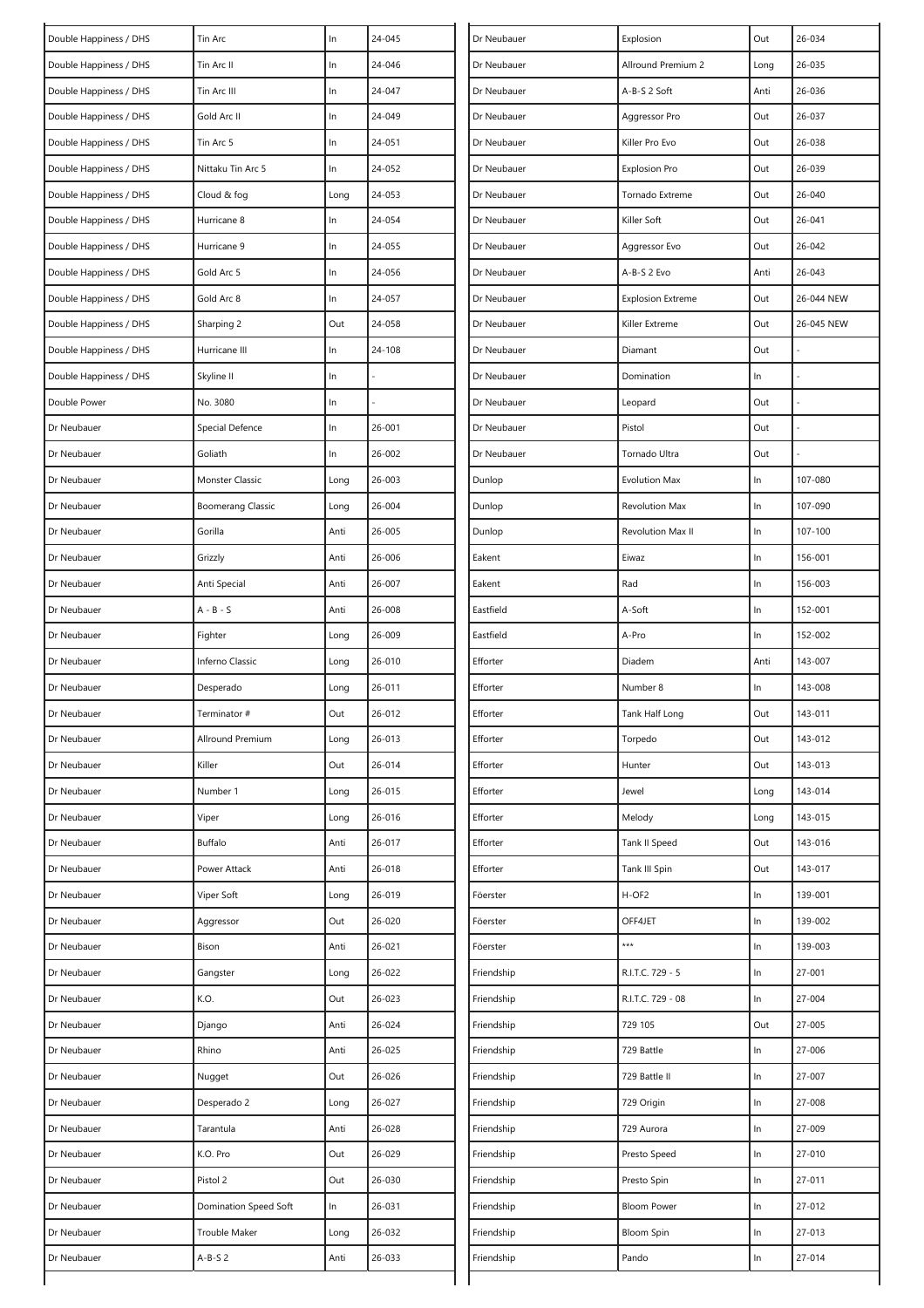| Double Happiness / DHS | Tin Arc | In | 24-045 |
|---|---|---|---|
| Double Happiness / DHS | Tin Arc II | In | 24-046 |
| Double Happiness / DHS | Tin Arc III | In | 24-047 |
| Double Happiness / DHS | Gold Arc II | In | 24-049 |
| Double Happiness / DHS | Tin Arc 5 | In | 24-051 |
| Double Happiness / DHS | Nittaku Tin Arc 5 | In | 24-052 |
| Double Happiness / DHS | Cloud & fog | Long | 24-053 |
| Double Happiness / DHS | Hurricane 8 | In | 24-054 |
| Double Happiness / DHS | Hurricane 9 | In | 24-055 |
| Double Happiness / DHS | Gold Arc 5 | In | 24-056 |
| Double Happiness / DHS | Gold Arc 8 | In | 24-057 |
| Double Happiness / DHS | Sharping 2 | Out | 24-058 |
| Double Happiness / DHS | Hurricane III | In | 24-108 |
| Double Happiness / DHS | Skyline II | In | - |
| Double Power | No. 3080 | In | - |
| Dr Neubauer | Special Defence | In | 26-001 |
| Dr Neubauer | Goliath | In | 26-002 |
| Dr Neubauer | Monster Classic | Long | 26-003 |
| Dr Neubauer | Boomerang Classic | Long | 26-004 |
| Dr Neubauer | Gorilla | Anti | 26-005 |
| Dr Neubauer | Grizzly | Anti | 26-006 |
| Dr Neubauer | Anti Special | Anti | 26-007 |
| Dr Neubauer | A - B - S | Anti | 26-008 |
| Dr Neubauer | Fighter | Long | 26-009 |
| Dr Neubauer | Inferno Classic | Long | 26-010 |
| Dr Neubauer | Desperado | Long | 26-011 |
| Dr Neubauer | Terminator # | Out | 26-012 |
| Dr Neubauer | Allround Premium | Long | 26-013 |
| Dr Neubauer | Killer | Out | 26-014 |
| Dr Neubauer | Number 1 | Long | 26-015 |
| Dr Neubauer | Viper | Long | 26-016 |
| Dr Neubauer | Buffalo | Anti | 26-017 |
| Dr Neubauer | Power Attack | Anti | 26-018 |
| Dr Neubauer | Viper Soft | Long | 26-019 |
| Dr Neubauer | Aggressor | Out | 26-020 |
| Dr Neubauer | Bison | Anti | 26-021 |
| Dr Neubauer | Gangster | Long | 26-022 |
| Dr Neubauer | K.O. | Out | 26-023 |
| Dr Neubauer | Django | Anti | 26-024 |
| Dr Neubauer | Rhino | Anti | 26-025 |
| Dr Neubauer | Nugget | Out | 26-026 |
| Dr Neubauer | Desperado 2 | Long | 26-027 |
| Dr Neubauer | Tarantula | Anti | 26-028 |
| Dr Neubauer | K.O. Pro | Out | 26-029 |
| Dr Neubauer | Pistol 2 | Out | 26-030 |
| Dr Neubauer | Domination Speed Soft | In | 26-031 |
| Dr Neubauer | Trouble Maker | Long | 26-032 |
| Dr Neubauer | A-B-S 2 | Anti | 26-033 |
| Dr Neubauer | Explosion | Out | 26-034 |
| Dr Neubauer | Allround Premium 2 | Long | 26-035 |
| Dr Neubauer | A-B-S 2 Soft | Anti | 26-036 |
| Dr Neubauer | Aggressor Pro | Out | 26-037 |
| Dr Neubauer | Killer Pro Evo | Out | 26-038 |
| Dr Neubauer | Explosion Pro | Out | 26-039 |
| Dr Neubauer | Tornado Extreme | Out | 26-040 |
| Dr Neubauer | Killer Soft | Out | 26-041 |
| Dr Neubauer | Aggressor Evo | Out | 26-042 |
| Dr Neubauer | A-B-S 2 Evo | Anti | 26-043 |
| Dr Neubauer | Explosion Extreme | Out | 26-044 NEW |
| Dr Neubauer | Killer Extreme | Out | 26-045 NEW |
| Dr Neubauer | Diamant | Out | - |
| Dr Neubauer | Domination | In | - |
| Dr Neubauer | Leopard | Out | - |
| Dr Neubauer | Pistol | Out | - |
| Dr Neubauer | Tornado Ultra | Out | - |
| Dunlop | Evolution Max | In | 107-080 |
| Dunlop | Revolution Max | In | 107-090 |
| Dunlop | Revolution Max II | In | 107-100 |
| Eakent | Eiwaz | In | 156-001 |
| Eakent | Rad | In | 156-003 |
| Eastfield | A-Soft | In | 152-001 |
| Eastfield | A-Pro | In | 152-002 |
| Efforter | Diadem | Anti | 143-007 |
| Efforter | Number 8 | In | 143-008 |
| Efforter | Tank Half Long | Out | 143-011 |
| Efforter | Torpedo | Out | 143-012 |
| Efforter | Hunter | Out | 143-013 |
| Efforter | Jewel | Long | 143-014 |
| Efforter | Melody | Long | 143-015 |
| Efforter | Tank II Speed | Out | 143-016 |
| Efforter | Tank III Spin | Out | 143-017 |
| Föerster | H-OF2 | In | 139-001 |
| Föerster | OFF4JET | In | 139-002 |
| Föerster | *** | In | 139-003 |
| Friendship | R.I.T.C. 729 - 5 | In | 27-001 |
| Friendship | R.I.T.C. 729 - 08 | In | 27-004 |
| Friendship | 729 105 | Out | 27-005 |
| Friendship | 729 Battle | In | 27-006 |
| Friendship | 729 Battle II | In | 27-007 |
| Friendship | 729 Origin | In | 27-008 |
| Friendship | 729 Aurora | In | 27-009 |
| Friendship | Presto Speed | In | 27-010 |
| Friendship | Presto Spin | In | 27-011 |
| Friendship | Bloom Power | In | 27-012 |
| Friendship | Bloom Spin | In | 27-013 |
| Friendship | Pando | In | 27-014 |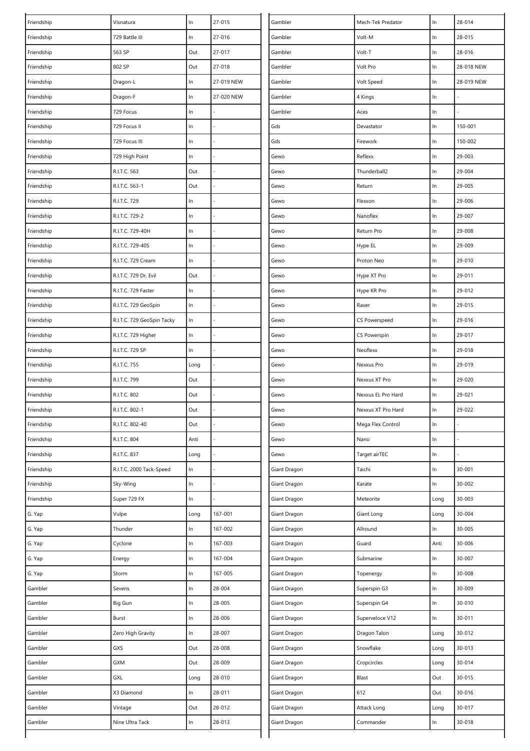| | | | |
|---|---|---|---|
| Friendship | Visnatura | In | 27-015 |
| Friendship | 729 Battle III | In | 27-016 |
| Friendship | 563 SP | Out | 27-017 |
| Friendship | 802 SP | Out | 27-018 |
| Friendship | Dragon-L | In | 27-019 NEW |
| Friendship | Dragon-F | In | 27-020 NEW |
| Friendship | 729 Focus | In | - |
| Friendship | 729 Focus II | In | - |
| Friendship | 729 Focus III | In | - |
| Friendship | 729 High Point | In | - |
| Friendship | R.I.T.C. 563 | Out | - |
| Friendship | R.I.T.C. 563-1 | Out | - |
| Friendship | R.I.T.C. 729 | In | - |
| Friendship | R.I.T.C. 729-2 | In | - |
| Friendship | R.I.T.C. 729-40H | In | - |
| Friendship | R.I.T.C. 729-40S | In | - |
| Friendship | R.I.T.C. 729 Cream | In | - |
| Friendship | R.I.T.C. 729 Dr. Evil | Out | - |
| Friendship | R.I.T.C. 729 Faster | In | - |
| Friendship | R.I.T.C. 729 GeoSpin | In | - |
| Friendship | R.I.T.C. 729 GeoSpin Tacky | In | - |
| Friendship | R.I.T.C. 729 Higher | In | - |
| Friendship | R.I.T.C. 729 SP | In | - |
| Friendship | R.I.T.C. 755 | Long | - |
| Friendship | R.I.T.C. 799 | Out | - |
| Friendship | R.I.T.C. 802 | Out | - |
| Friendship | R.I.T.C. 802-1 | Out | - |
| Friendship | R.I.T.C. 802-40 | Out | - |
| Friendship | R.I.T.C. 804 | Anti | - |
| Friendship | R.I.T.C. 837 | Long | - |
| Friendship | R.I.T.C. 2000 Tack-Speed | In | - |
| Friendship | Sky-Wing | In | - |
| Friendship | Super 729 FX | In | - |
| G. Yap | Vulpe | Long | 167-001 |
| G. Yap | Thunder | In | 167-002 |
| G. Yap | Cyclone | In | 167-003 |
| G. Yap | Energy | In | 167-004 |
| G. Yap | Storm | In | 167-005 |
| Gambler | Sevens | In | 28-004 |
| Gambler | Big Gun | In | 28-005 |
| Gambler | Burst | In | 28-006 |
| Gambler | Zero High Gravity | In | 28-007 |
| Gambler | GXS | Out | 28-008 |
| Gambler | GXM | Out | 28-009 |
| Gambler | GXL | Long | 28-010 |
| Gambler | X3 Diamond | In | 28-011 |
| Gambler | Vintage | Out | 28-012 |
| Gambler | Nine Ultra Tack | In | 28-013 |
| Gambler | Mech-Tek Predator | In | 28-014 |
| Gambler | Volt-M | In | 28-015 |
| Gambler | Volt-T | In | 28-016 |
| Gambler | Volt Pro | In | 28-018 NEW |
| Gambler | Volt Speed | In | 28-019 NEW |
| Gambler | 4 Kings | In | - |
| Gambler | Aces | In | - |
| Gds | Devastator | In | 150-001 |
| Gds | Firework | In | 150-002 |
| Gewo | Reflexx | In | 29-003 |
| Gewo | Thunderball2 | In | 29-004 |
| Gewo | Return | In | 29-005 |
| Gewo | Flexxon | In | 29-006 |
| Gewo | Nanoflex | In | 29-007 |
| Gewo | Return Pro | In | 29-008 |
| Gewo | Hype EL | In | 29-009 |
| Gewo | Proton Neo | In | 29-010 |
| Gewo | Hype XT Pro | In | 29-011 |
| Gewo | Hype KR Pro | In | 29-012 |
| Gewo | Raver | In | 29-015 |
| Gewo | CS Powerspeed | In | 29-016 |
| Gewo | CS Powerspin | In | 29-017 |
| Gewo | Neoflexx | In | 29-018 |
| Gewo | Nexxus Pro | In | 29-019 |
| Gewo | Nexxus XT Pro | In | 29-020 |
| Gewo | Nexxus EL Pro Hard | In | 29-021 |
| Gewo | Nexxus XT Pro Hard | In | 29-022 |
| Gewo | Mega Flex Control | In | - |
| Gewo | Nano | In | - |
| Gewo | Target airTEC | In | - |
| Giant Dragon | Taichi | In | 30-001 |
| Giant Dragon | Karate | In | 30-002 |
| Giant Dragon | Meteorite | Long | 30-003 |
| Giant Dragon | Giant Long | Long | 30-004 |
| Giant Dragon | Allround | In | 30-005 |
| Giant Dragon | Guard | Anti | 30-006 |
| Giant Dragon | Submarine | In | 30-007 |
| Giant Dragon | Topenergy | In | 30-008 |
| Giant Dragon | Superspin G3 | In | 30-009 |
| Giant Dragon | Superspin G4 | In | 30-010 |
| Giant Dragon | Superveloce V12 | In | 30-011 |
| Giant Dragon | Dragon Talon | Long | 30-012 |
| Giant Dragon | Snowflake | Long | 30-013 |
| Giant Dragon | Cropcircles | Long | 30-014 |
| Giant Dragon | Blast | Out | 30-015 |
| Giant Dragon | 612 | Out | 30-016 |
| Giant Dragon | Attack Long | Long | 30-017 |
| Giant Dragon | Commander | In | 30-018 |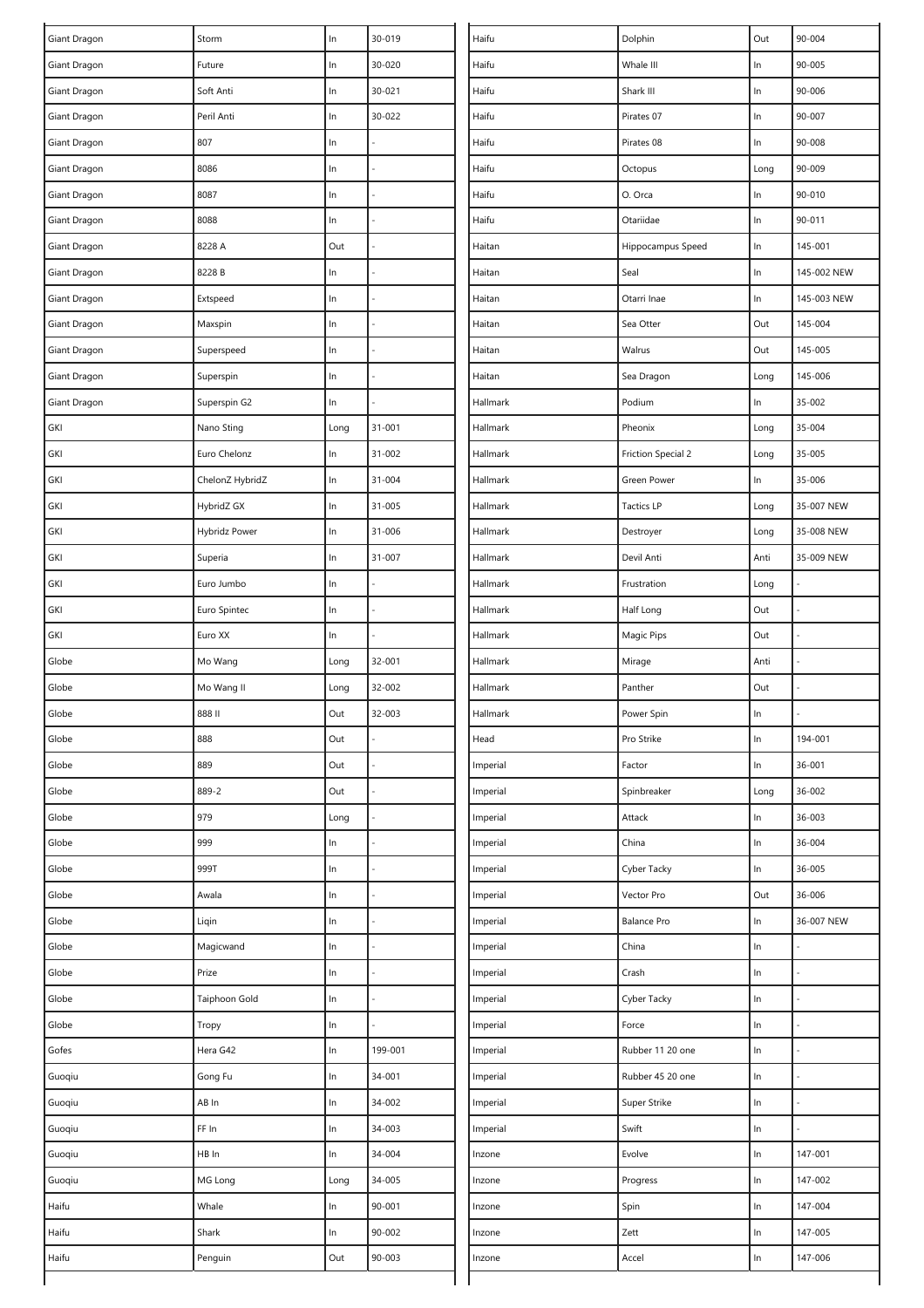| | | | |
|---|---|---|---|
| Giant Dragon | Storm | In | 30-019 |
| Giant Dragon | Future | In | 30-020 |
| Giant Dragon | Soft Anti | In | 30-021 |
| Giant Dragon | Peril Anti | In | 30-022 |
| Giant Dragon | 807 | In | - |
| Giant Dragon | 8086 | In | - |
| Giant Dragon | 8087 | In | - |
| Giant Dragon | 8088 | In | - |
| Giant Dragon | 8228 A | Out | - |
| Giant Dragon | 8228 B | In | - |
| Giant Dragon | Extspeed | In | - |
| Giant Dragon | Maxspin | In | - |
| Giant Dragon | Superspeed | In | - |
| Giant Dragon | Superspin | In | - |
| Giant Dragon | Superspin G2 | In | - |
| GKI | Nano Sting | Long | 31-001 |
| GKI | Euro Chelonz | In | 31-002 |
| GKI | ChelonZ HybridZ | In | 31-004 |
| GKI | HybridZ GX | In | 31-005 |
| GKI | Hybridz Power | In | 31-006 |
| GKI | Superia | In | 31-007 |
| GKI | Euro Jumbo | In | - |
| GKI | Euro Spintec | In | - |
| GKI | Euro XX | In | - |
| Globe | Mo Wang | Long | 32-001 |
| Globe | Mo Wang II | Long | 32-002 |
| Globe | 888 II | Out | 32-003 |
| Globe | 888 | Out | - |
| Globe | 889 | Out | - |
| Globe | 889-2 | Out | - |
| Globe | 979 | Long | - |
| Globe | 999 | In | - |
| Globe | 999T | In | - |
| Globe | Awala | In | - |
| Globe | Liqin | In | - |
| Globe | Magicwand | In | - |
| Globe | Prize | In | - |
| Globe | Taiphoon Gold | In | - |
| Globe | Tropy | In | - |
| Gofes | Hera G42 | In | 199-001 |
| Guoqiu | Gong Fu | In | 34-001 |
| Guoqiu | AB In | In | 34-002 |
| Guoqiu | FF In | In | 34-003 |
| Guoqiu | HB In | In | 34-004 |
| Guoqiu | MG Long | Long | 34-005 |
| Haifu | Whale | In | 90-001 |
| Haifu | Shark | In | 90-002 |
| Haifu | Penguin | Out | 90-003 |
| Haifu | Dolphin | Out | 90-004 |
| Haifu | Whale III | In | 90-005 |
| Haifu | Shark III | In | 90-006 |
| Haifu | Pirates 07 | In | 90-007 |
| Haifu | Pirates 08 | In | 90-008 |
| Haifu | Octopus | Long | 90-009 |
| Haifu | O. Orca | In | 90-010 |
| Haifu | Otariidae | In | 90-011 |
| Haitan | Hippocampus Speed | In | 145-001 |
| Haitan | Seal | In | 145-002 NEW |
| Haitan | Otarri Inae | In | 145-003 NEW |
| Haitan | Sea Otter | Out | 145-004 |
| Haitan | Walrus | Out | 145-005 |
| Haitan | Sea Dragon | Long | 145-006 |
| Hallmark | Podium | In | 35-002 |
| Hallmark | Pheonix | Long | 35-004 |
| Hallmark | Friction Special 2 | Long | 35-005 |
| Hallmark | Green Power | In | 35-006 |
| Hallmark | Tactics LP | Long | 35-007 NEW |
| Hallmark | Destroyer | Long | 35-008 NEW |
| Hallmark | Devil Anti | Anti | 35-009 NEW |
| Hallmark | Frustration | Long | - |
| Hallmark | Half Long | Out | - |
| Hallmark | Magic Pips | Out | - |
| Hallmark | Mirage | Anti | - |
| Hallmark | Panther | Out | - |
| Hallmark | Power Spin | In | - |
| Head | Pro Strike | In | 194-001 |
| Imperial | Factor | In | 36-001 |
| Imperial | Spinbreaker | Long | 36-002 |
| Imperial | Attack | In | 36-003 |
| Imperial | China | In | 36-004 |
| Imperial | Cyber Tacky | In | 36-005 |
| Imperial | Vector Pro | Out | 36-006 |
| Imperial | Balance Pro | In | 36-007 NEW |
| Imperial | China | In | - |
| Imperial | Crash | In | - |
| Imperial | Cyber Tacky | In | - |
| Imperial | Force | In | - |
| Imperial | Rubber 11 20 one | In | - |
| Imperial | Rubber 45 20 one | In | - |
| Imperial | Super Strike | In | - |
| Imperial | Swift | In | - |
| Inzone | Evolve | In | 147-001 |
| Inzone | Progress | In | 147-002 |
| Inzone | Spin | In | 147-004 |
| Inzone | Zett | In | 147-005 |
| Inzone | Accel | In | 147-006 |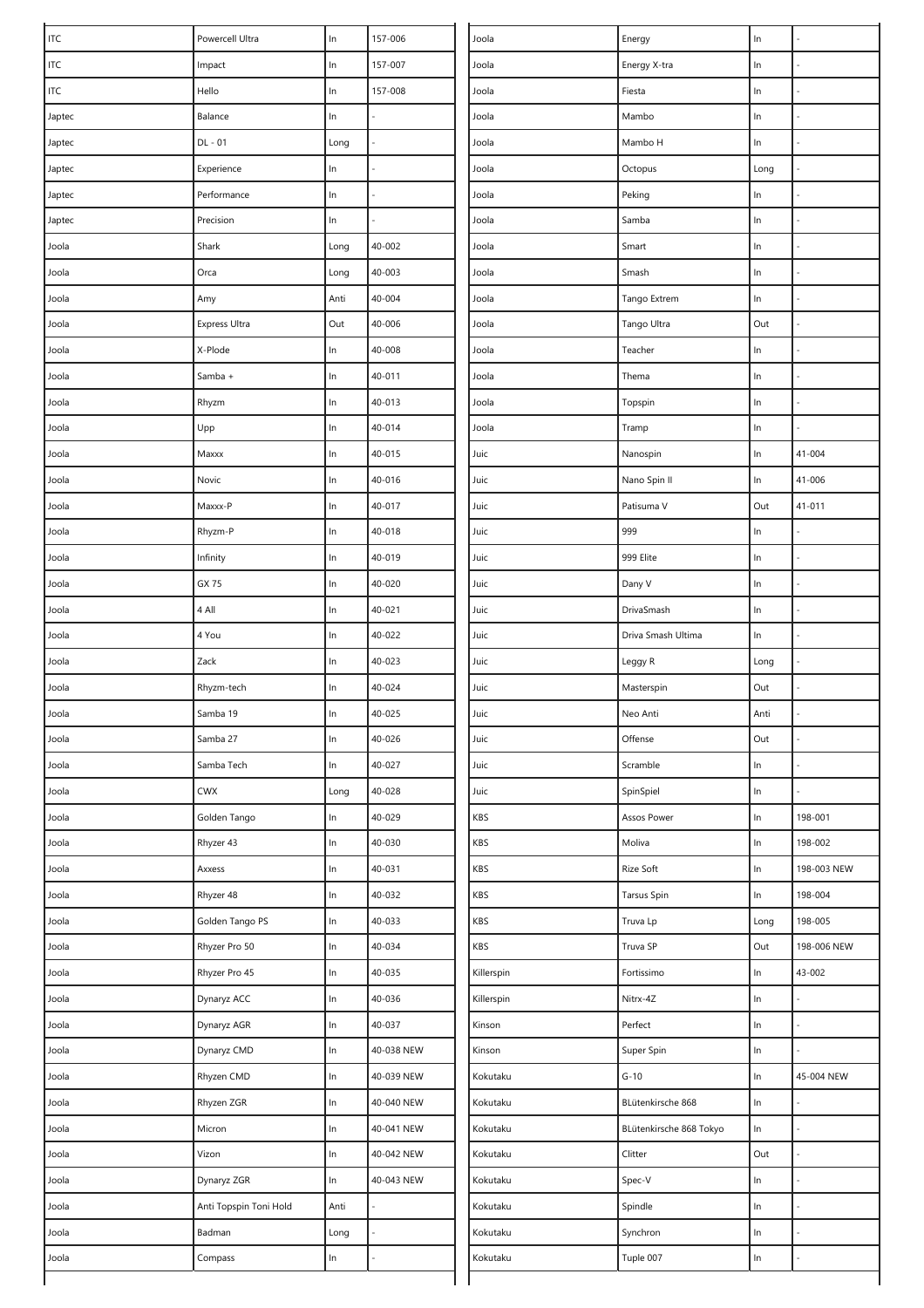| | | | |
|---|---|---|---|
| ITC | Powercell Ultra | In | 157-006 |
| ITC | Impact | In | 157-007 |
| ITC | Hello | In | 157-008 |
| Japtec | Balance | In | - |
| Japtec | DL - 01 | Long | - |
| Japtec | Experience | In | - |
| Japtec | Performance | In | - |
| Japtec | Precision | In | - |
| Joola | Shark | Long | 40-002 |
| Joola | Orca | Long | 40-003 |
| Joola | Amy | Anti | 40-004 |
| Joola | Express Ultra | Out | 40-006 |
| Joola | X-Plode | In | 40-008 |
| Joola | Samba + | In | 40-011 |
| Joola | Rhyzm | In | 40-013 |
| Joola | Upp | In | 40-014 |
| Joola | Maxxx | In | 40-015 |
| Joola | Novic | In | 40-016 |
| Joola | Maxxx-P | In | 40-017 |
| Joola | Rhyzm-P | In | 40-018 |
| Joola | Infinity | In | 40-019 |
| Joola | GX 75 | In | 40-020 |
| Joola | 4 All | In | 40-021 |
| Joola | 4 You | In | 40-022 |
| Joola | Zack | In | 40-023 |
| Joola | Rhyzm-tech | In | 40-024 |
| Joola | Samba 19 | In | 40-025 |
| Joola | Samba 27 | In | 40-026 |
| Joola | Samba Tech | In | 40-027 |
| Joola | CWX | Long | 40-028 |
| Joola | Golden Tango | In | 40-029 |
| Joola | Rhyzer 43 | In | 40-030 |
| Joola | Axxess | In | 40-031 |
| Joola | Rhyzer 48 | In | 40-032 |
| Joola | Golden Tango PS | In | 40-033 |
| Joola | Rhyzer Pro 50 | In | 40-034 |
| Joola | Rhyzer Pro 45 | In | 40-035 |
| Joola | Dynaryz ACC | In | 40-036 |
| Joola | Dynaryz AGR | In | 40-037 |
| Joola | Dynaryz CMD | In | 40-038 NEW |
| Joola | Rhyzen CMD | In | 40-039 NEW |
| Joola | Rhyzen ZGR | In | 40-040 NEW |
| Joola | Micron | In | 40-041 NEW |
| Joola | Vizon | In | 40-042 NEW |
| Joola | Dynaryz ZGR | In | 40-043 NEW |
| Joola | Anti Topspin Toni Hold | Anti | - |
| Joola | Badman | Long | - |
| Joola | Compass | In | - |
| Joola | Energy | In | - |
| Joola | Energy X-tra | In | - |
| Joola | Fiesta | In | - |
| Joola | Mambo | In | - |
| Joola | Mambo H | In | - |
| Joola | Octopus | Long | - |
| Joola | Peking | In | - |
| Joola | Samba | In | - |
| Joola | Smart | In | - |
| Joola | Smash | In | - |
| Joola | Tango Extrem | In | - |
| Joola | Tango Ultra | Out | - |
| Joola | Teacher | In | - |
| Joola | Thema | In | - |
| Joola | Topspin | In | - |
| Joola | Tramp | In | - |
| Juic | Nanospin | In | 41-004 |
| Juic | Nano Spin II | In | 41-006 |
| Juic | Patisuma V | Out | 41-011 |
| Juic | 999 | In | - |
| Juic | 999 Elite | In | - |
| Juic | Dany V | In | - |
| Juic | DrivaSmash | In | - |
| Juic | Driva Smash Ultima | In | - |
| Juic | Leggy R | Long | - |
| Juic | Masterspin | Out | - |
| Juic | Neo Anti | Anti | - |
| Juic | Offense | Out | - |
| Juic | Scramble | In | - |
| Juic | SpinSpiel | In | - |
| KBS | Assos Power | In | 198-001 |
| KBS | Moliva | In | 198-002 |
| KBS | Rize Soft | In | 198-003 NEW |
| KBS | Tarsus Spin | In | 198-004 |
| KBS | Truva Lp | Long | 198-005 |
| KBS | Truva SP | Out | 198-006 NEW |
| Killerspin | Fortissimo | In | 43-002 |
| Killerspin | Nitrx-4Z | In | - |
| Kinson | Perfect | In | - |
| Kinson | Super Spin | In | - |
| Kokutaku | G-10 | In | 45-004 NEW |
| Kokutaku | BLütenkirsche 868 | In | - |
| Kokutaku | BLütenkirsche 868 Tokyo | In | - |
| Kokutaku | Clitter | Out | - |
| Kokutaku | Spec-V | In | - |
| Kokutaku | Spindle | In | - |
| Kokutaku | Synchron | In | - |
| Kokutaku | Tuple 007 | In | - |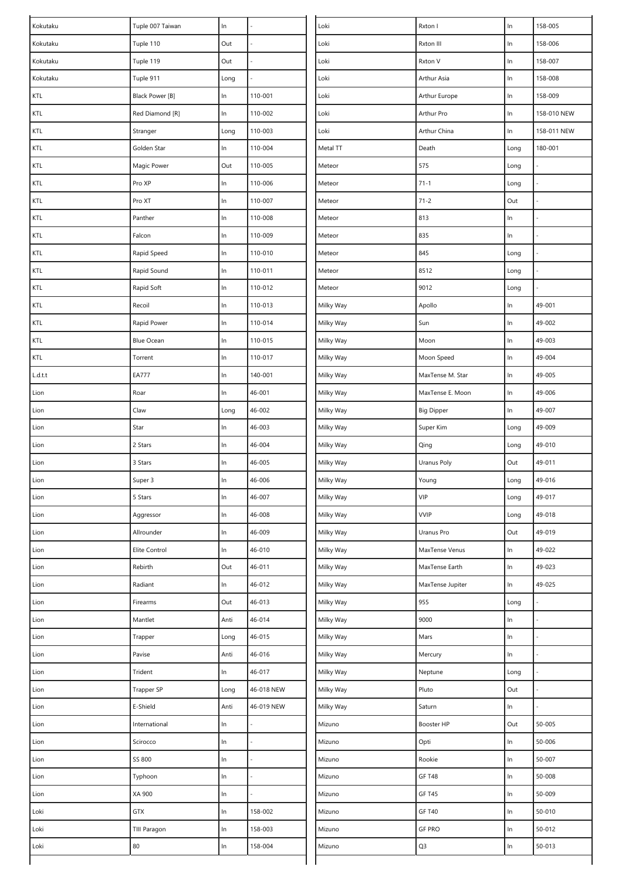| | | | |
|---|---|---|---|
| Kokutaku | Tuple 007 Taiwan | In | - |
| Kokutaku | Tuple 110 | Out | - |
| Kokutaku | Tuple 119 | Out | - |
| Kokutaku | Tuple 911 | Long | - |
| KTL | Black Power [B] | In | 110-001 |
| KTL | Red Diamond [R] | In | 110-002 |
| KTL | Stranger | Long | 110-003 |
| KTL | Golden Star | In | 110-004 |
| KTL | Magic Power | Out | 110-005 |
| KTL | Pro XP | In | 110-006 |
| KTL | Pro XT | In | 110-007 |
| KTL | Panther | In | 110-008 |
| KTL | Falcon | In | 110-009 |
| KTL | Rapid Speed | In | 110-010 |
| KTL | Rapid Sound | In | 110-011 |
| KTL | Rapid Soft | In | 110-012 |
| KTL | Recoil | In | 110-013 |
| KTL | Rapid Power | In | 110-014 |
| KTL | Blue Ocean | In | 110-015 |
| KTL | Torrent | In | 110-017 |
| L.d.t.t | EA777 | In | 140-001 |
| Lion | Roar | In | 46-001 |
| Lion | Claw | Long | 46-002 |
| Lion | Star | In | 46-003 |
| Lion | 2 Stars | In | 46-004 |
| Lion | 3 Stars | In | 46-005 |
| Lion | Super 3 | In | 46-006 |
| Lion | 5 Stars | In | 46-007 |
| Lion | Aggressor | In | 46-008 |
| Lion | Allrounder | In | 46-009 |
| Lion | Elite Control | In | 46-010 |
| Lion | Rebirth | Out | 46-011 |
| Lion | Radiant | In | 46-012 |
| Lion | Firearms | Out | 46-013 |
| Lion | Mantlet | Anti | 46-014 |
| Lion | Trapper | Long | 46-015 |
| Lion | Pavise | Anti | 46-016 |
| Lion | Trident | In | 46-017 |
| Lion | Trapper SP | Long | 46-018 NEW |
| Lion | E-Shield | Anti | 46-019 NEW |
| Lion | International | In | - |
| Lion | Scirocco | In | - |
| Lion | SS 800 | In | - |
| Lion | Typhoon | In | - |
| Lion | XA 900 | In | - |
| Loki | GTX | In | 158-002 |
| Loki | TIII Paragon | In | 158-003 |
| Loki | 80 | In | 158-004 |
| Loki | Rxton I | In | 158-005 |
| Loki | Rxton III | In | 158-006 |
| Loki | Rxton V | In | 158-007 |
| Loki | Arthur Asia | In | 158-008 |
| Loki | Arthur Europe | In | 158-009 |
| Loki | Arthur Pro | In | 158-010 NEW |
| Loki | Arthur China | In | 158-011 NEW |
| Metal TT | Death | Long | 180-001 |
| Meteor | 575 | Long | - |
| Meteor | 71-1 | Long | - |
| Meteor | 71-2 | Out | - |
| Meteor | 813 | In | - |
| Meteor | 835 | In | - |
| Meteor | 845 | Long | - |
| Meteor | 8512 | Long | - |
| Meteor | 9012 | Long | - |
| Milky Way | Apollo | In | 49-001 |
| Milky Way | Sun | In | 49-002 |
| Milky Way | Moon | In | 49-003 |
| Milky Way | Moon Speed | In | 49-004 |
| Milky Way | MaxTense M. Star | In | 49-005 |
| Milky Way | MaxTense E. Moon | In | 49-006 |
| Milky Way | Big Dipper | In | 49-007 |
| Milky Way | Super Kim | Long | 49-009 |
| Milky Way | Qing | Long | 49-010 |
| Milky Way | Uranus Poly | Out | 49-011 |
| Milky Way | Young | Long | 49-016 |
| Milky Way | VIP | Long | 49-017 |
| Milky Way | VVIP | Long | 49-018 |
| Milky Way | Uranus Pro | Out | 49-019 |
| Milky Way | MaxTense Venus | In | 49-022 |
| Milky Way | MaxTense Earth | In | 49-023 |
| Milky Way | MaxTense Jupiter | In | 49-025 |
| Milky Way | 955 | Long | - |
| Milky Way | 9000 | In | - |
| Milky Way | Mars | In | - |
| Milky Way | Mercury | In | - |
| Milky Way | Neptune | Long | - |
| Milky Way | Pluto | Out | - |
| Milky Way | Saturn | In | - |
| Mizuno | Booster HP | Out | 50-005 |
| Mizuno | Opti | In | 50-006 |
| Mizuno | Rookie | In | 50-007 |
| Mizuno | GF T48 | In | 50-008 |
| Mizuno | GF T45 | In | 50-009 |
| Mizuno | GF T40 | In | 50-010 |
| Mizuno | GF PRO | In | 50-012 |
| Mizuno | Q3 | In | 50-013 |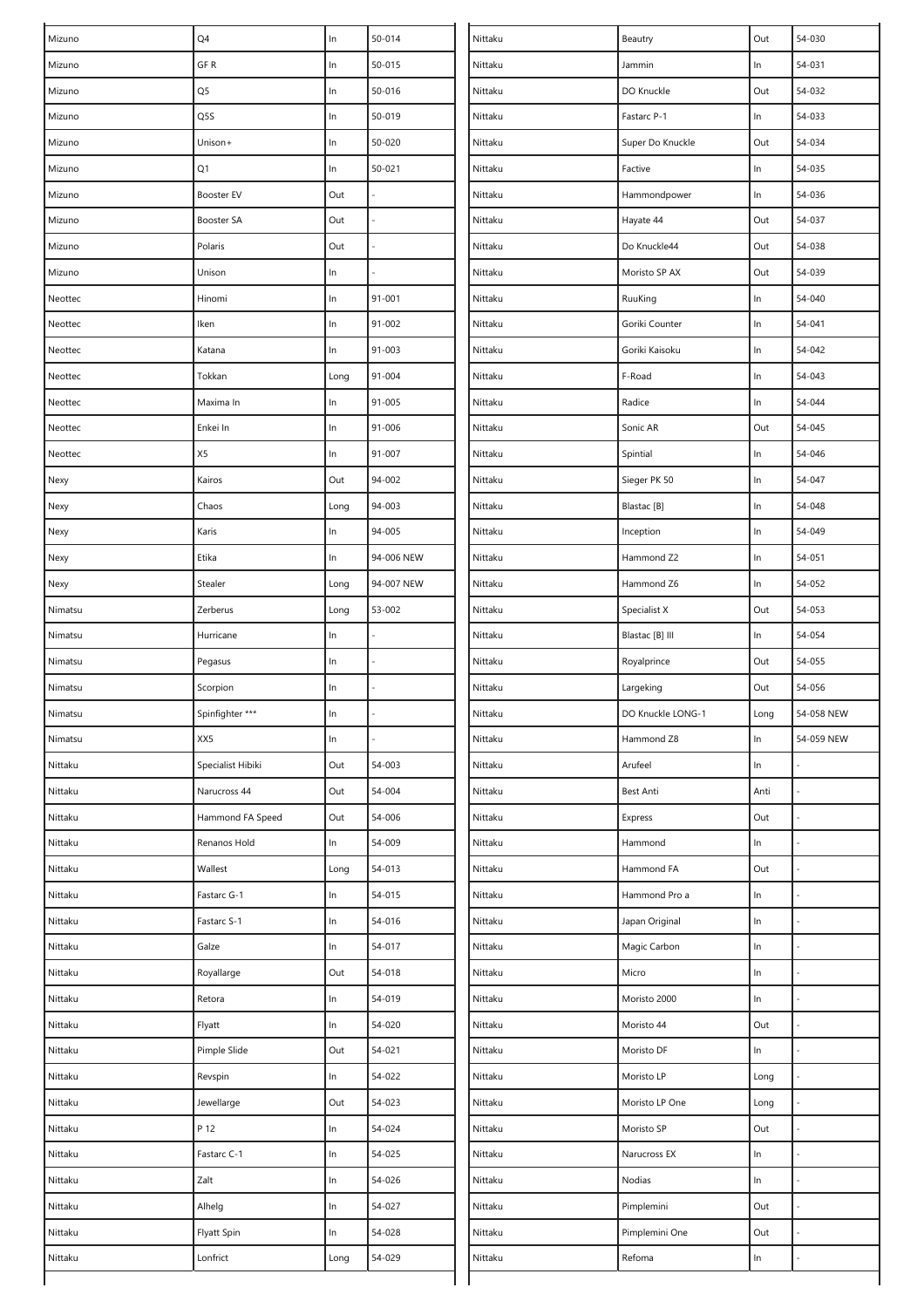| Mizuno | Q4 | In | 50-014 |
|---|---|---|---|
| Mizuno | GF R | In | 50-015 |
| Mizuno | Q5 | In | 50-016 |
| Mizuno | Q5S | In | 50-019 |
| Mizuno | Unison+ | In | 50-020 |
| Mizuno | Q1 | In | 50-021 |
| Mizuno | Booster EV | Out | - |
| Mizuno | Booster SA | Out | - |
| Mizuno | Polaris | Out | - |
| Mizuno | Unison | In | - |
| Neottec | Hinomi | In | 91-001 |
| Neottec | Iken | In | 91-002 |
| Neottec | Katana | In | 91-003 |
| Neottec | Tokkan | Long | 91-004 |
| Neottec | Maxima In | In | 91-005 |
| Neottec | Enkei In | In | 91-006 |
| Neottec | X5 | In | 91-007 |
| Nexy | Kairos | Out | 94-002 |
| Nexy | Chaos | Long | 94-003 |
| Nexy | Karis | In | 94-005 |
| Nexy | Etika | In | 94-006 NEW |
| Nexy | Stealer | Long | 94-007 NEW |
| Nimatsu | Zerberus | Long | 53-002 |
| Nimatsu | Hurricane | In | - |
| Nimatsu | Pegasus | In | - |
| Nimatsu | Scorpion | In | - |
| Nimatsu | Spinfighter *** | In | - |
| Nimatsu | XX5 | In | - |
| Nittaku | Specialist Hibiki | Out | 54-003 |
| Nittaku | Narucross 44 | Out | 54-004 |
| Nittaku | Hammond FA Speed | Out | 54-006 |
| Nittaku | Renanos Hold | In | 54-009 |
| Nittaku | Wallest | Long | 54-013 |
| Nittaku | Fastarc G-1 | In | 54-015 |
| Nittaku | Fastarc S-1 | In | 54-016 |
| Nittaku | Galze | In | 54-017 |
| Nittaku | Royallarge | Out | 54-018 |
| Nittaku | Retora | In | 54-019 |
| Nittaku | Flyatt | In | 54-020 |
| Nittaku | Pimple Slide | Out | 54-021 |
| Nittaku | Revspin | In | 54-022 |
| Nittaku | Jewellarge | Out | 54-023 |
| Nittaku | P 12 | In | 54-024 |
| Nittaku | Fastarc C-1 | In | 54-025 |
| Nittaku | Zalt | In | 54-026 |
| Nittaku | Alhelg | In | 54-027 |
| Nittaku | Flyatt Spin | In | 54-028 |
| Nittaku | Lonfrict | Long | 54-029 |
| Nittaku | Beautry | Out | 54-030 |
| Nittaku | Jammin | In | 54-031 |
| Nittaku | DO Knuckle | Out | 54-032 |
| Nittaku | Fastarc P-1 | In | 54-033 |
| Nittaku | Super Do Knuckle | Out | 54-034 |
| Nittaku | Factive | In | 54-035 |
| Nittaku | Hammondpower | In | 54-036 |
| Nittaku | Hayate 44 | Out | 54-037 |
| Nittaku | Do Knuckle44 | Out | 54-038 |
| Nittaku | Moristo SP AX | Out | 54-039 |
| Nittaku | RuuKing | In | 54-040 |
| Nittaku | Goriki Counter | In | 54-041 |
| Nittaku | Goriki Kaisoku | In | 54-042 |
| Nittaku | F-Road | In | 54-043 |
| Nittaku | Radice | In | 54-044 |
| Nittaku | Sonic AR | Out | 54-045 |
| Nittaku | Spintial | In | 54-046 |
| Nittaku | Sieger PK 50 | In | 54-047 |
| Nittaku | Blastac [B] | In | 54-048 |
| Nittaku | Inception | In | 54-049 |
| Nittaku | Hammond Z2 | In | 54-051 |
| Nittaku | Hammond Z6 | In | 54-052 |
| Nittaku | Specialist X | Out | 54-053 |
| Nittaku | Blastac [B] III | In | 54-054 |
| Nittaku | Royalprince | Out | 54-055 |
| Nittaku | Largeking | Out | 54-056 |
| Nittaku | DO Knuckle LONG-1 | Long | 54-058 NEW |
| Nittaku | Hammond Z8 | In | 54-059 NEW |
| Nittaku | Arufeel | In | - |
| Nittaku | Best Anti | Anti | - |
| Nittaku | Express | Out | - |
| Nittaku | Hammond | In | - |
| Nittaku | Hammond FA | Out | - |
| Nittaku | Hammond Pro a | In | - |
| Nittaku | Japan Original | In | - |
| Nittaku | Magic Carbon | In | - |
| Nittaku | Micro | In | - |
| Nittaku | Moristo 2000 | In | - |
| Nittaku | Moristo 44 | Out | - |
| Nittaku | Moristo DF | In | - |
| Nittaku | Moristo LP | Long | - |
| Nittaku | Moristo LP One | Long | - |
| Nittaku | Moristo SP | Out | - |
| Nittaku | Narucross EX | In | - |
| Nittaku | Nodias | In | - |
| Nittaku | Pimplemini | Out | - |
| Nittaku | Pimplemini One | Out | - |
| Nittaku | Refoma | In | - |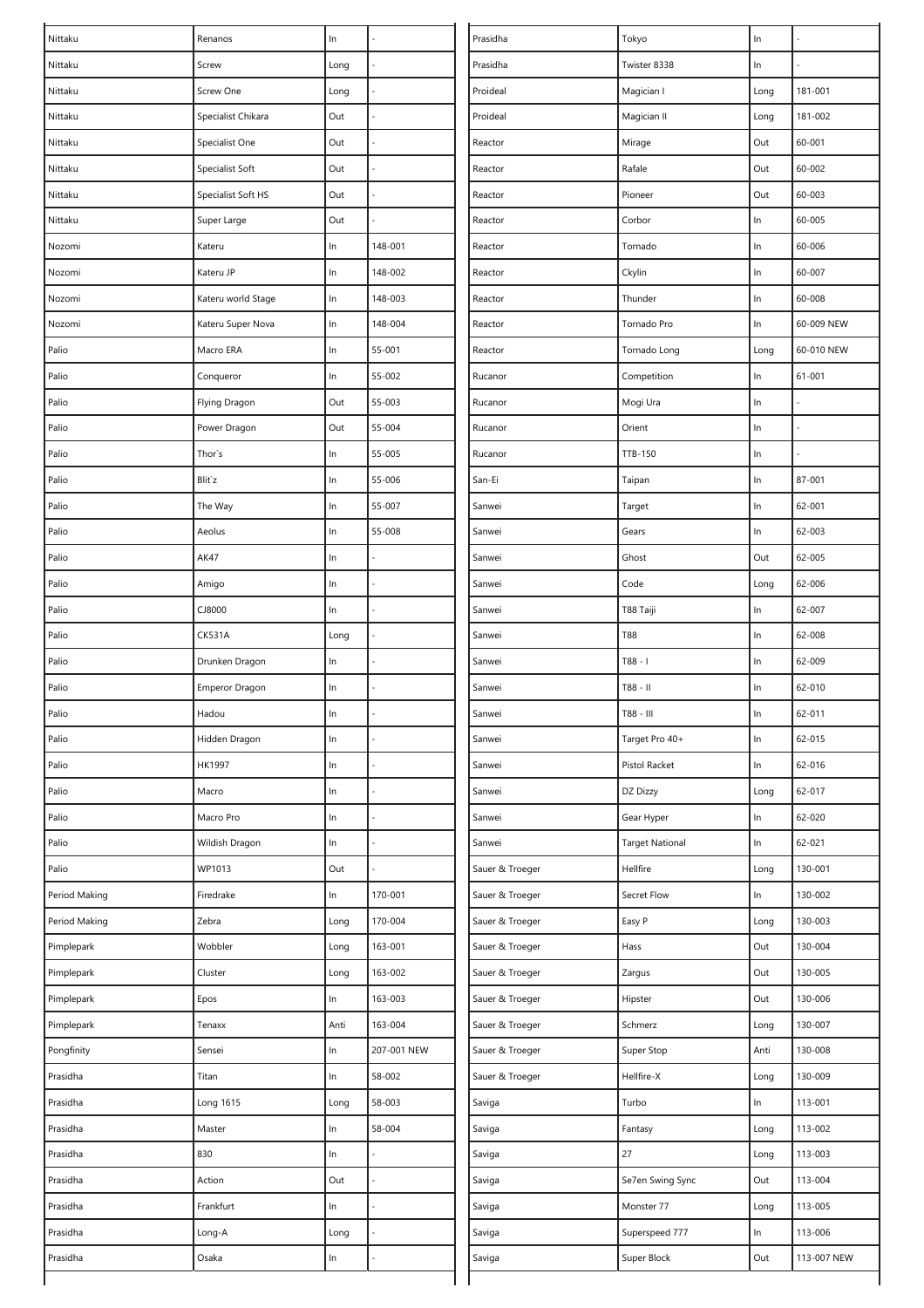| | | | |
|---|---|---|---|
| Nittaku | Renanos | In | - |
| Nittaku | Screw | Long | - |
| Nittaku | Screw One | Long | - |
| Nittaku | Specialist Chikara | Out | - |
| Nittaku | Specialist One | Out | - |
| Nittaku | Specialist Soft | Out | - |
| Nittaku | Specialist Soft HS | Out | - |
| Nittaku | Super Large | Out | - |
| Nozomi | Kateru | In | 148-001 |
| Nozomi | Kateru JP | In | 148-002 |
| Nozomi | Kateru world Stage | In | 148-003 |
| Nozomi | Kateru Super Nova | In | 148-004 |
| Palio | Macro ERA | In | 55-001 |
| Palio | Conqueror | In | 55-002 |
| Palio | Flying Dragon | Out | 55-003 |
| Palio | Power Dragon | Out | 55-004 |
| Palio | Thor`s | In | 55-005 |
| Palio | Blit`z | In | 55-006 |
| Palio | The Way | In | 55-007 |
| Palio | Aeolus | In | 55-008 |
| Palio | AK47 | In | - |
| Palio | Amigo | In | - |
| Palio | CJ8000 | In | - |
| Palio | CK531A | Long | - |
| Palio | Drunken Dragon | In | - |
| Palio | Emperor Dragon | In | - |
| Palio | Hadou | In | - |
| Palio | Hidden Dragon | In | - |
| Palio | HK1997 | In | - |
| Palio | Macro | In | - |
| Palio | Macro Pro | In | - |
| Palio | Wildish Dragon | In | - |
| Palio | WP1013 | Out | - |
| Period Making | Firedrake | In | 170-001 |
| Period Making | Zebra | Long | 170-004 |
| Pimplepark | Wobbler | Long | 163-001 |
| Pimplepark | Cluster | Long | 163-002 |
| Pimplepark | Epos | In | 163-003 |
| Pimplepark | Tenaxx | Anti | 163-004 |
| Pongfinity | Sensei | In | 207-001 NEW |
| Prasidha | Titan | In | 58-002 |
| Prasidha | Long 1615 | Long | 58-003 |
| Prasidha | Master | In | 58-004 |
| Prasidha | 830 | In | - |
| Prasidha | Action | Out | - |
| Prasidha | Frankfurt | In | - |
| Prasidha | Long-A | Long | - |
| Prasidha | Osaka | In | - |
| Prasidha | Tokyo | In | - |
| Prasidha | Twister 8338 | In | - |
| Proideal | Magician I | Long | 181-001 |
| Proideal | Magician II | Long | 181-002 |
| Reactor | Mirage | Out | 60-001 |
| Reactor | Rafale | Out | 60-002 |
| Reactor | Pioneer | Out | 60-003 |
| Reactor | Corbor | In | 60-005 |
| Reactor | Tornado | In | 60-006 |
| Reactor | Ckylin | In | 60-007 |
| Reactor | Thunder | In | 60-008 |
| Reactor | Tornado Pro | In | 60-009 NEW |
| Reactor | Tornado Long | Long | 60-010 NEW |
| Rucanor | Competition | In | 61-001 |
| Rucanor | Mogi Ura | In | - |
| Rucanor | Orient | In | - |
| Rucanor | TTB-150 | In | - |
| San-Ei | Taipan | In | 87-001 |
| Sanwei | Target | In | 62-001 |
| Sanwei | Gears | In | 62-003 |
| Sanwei | Ghost | Out | 62-005 |
| Sanwei | Code | Long | 62-006 |
| Sanwei | T88 Taiji | In | 62-007 |
| Sanwei | T88 | In | 62-008 |
| Sanwei | T88 - I | In | 62-009 |
| Sanwei | T88 - II | In | 62-010 |
| Sanwei | T88 - III | In | 62-011 |
| Sanwei | Target Pro 40+ | In | 62-015 |
| Sanwei | Pistol Racket | In | 62-016 |
| Sanwei | DZ Dizzy | Long | 62-017 |
| Sanwei | Gear Hyper | In | 62-020 |
| Sanwei | Target National | In | 62-021 |
| Sauer & Troeger | Hellfire | Long | 130-001 |
| Sauer & Troeger | Secret Flow | In | 130-002 |
| Sauer & Troeger | Easy P | Long | 130-003 |
| Sauer & Troeger | Hass | Out | 130-004 |
| Sauer & Troeger | Zargus | Out | 130-005 |
| Sauer & Troeger | Hipster | Out | 130-006 |
| Sauer & Troeger | Schmerz | Long | 130-007 |
| Sauer & Troeger | Super Stop | Anti | 130-008 |
| Sauer & Troeger | Hellfire-X | Long | 130-009 |
| Saviga | Turbo | In | 113-001 |
| Saviga | Fantasy | Long | 113-002 |
| Saviga | 27 | Long | 113-003 |
| Saviga | Se7en Swing Sync | Out | 113-004 |
| Saviga | Monster 77 | Long | 113-005 |
| Saviga | Superspeed 777 | In | 113-006 |
| Saviga | Super Block | Out | 113-007 NEW |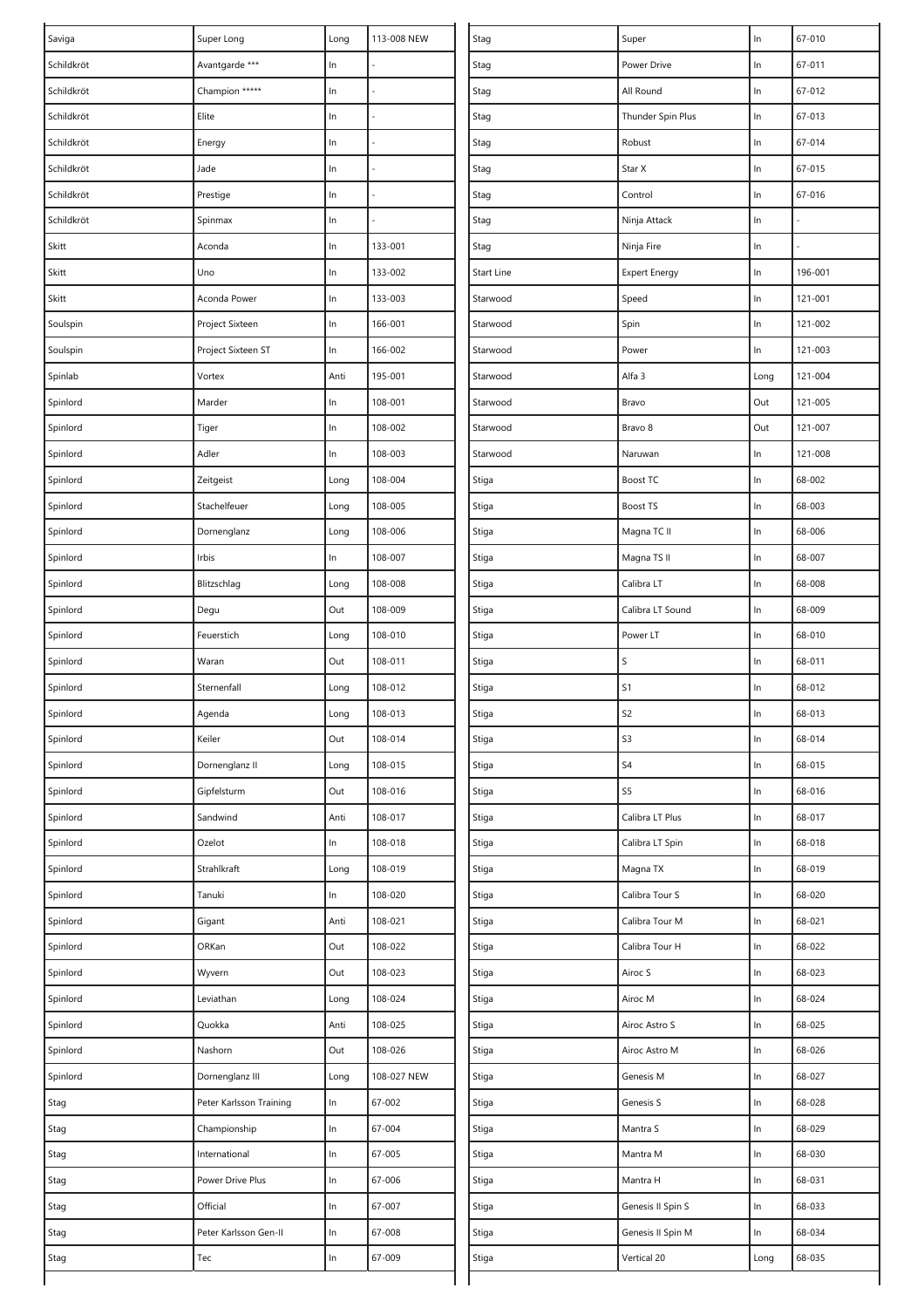| | | | |
|---|---|---|---|
| Saviga | Super Long | Long | 113-008 NEW |
| Schildkröt | Avantgarde *** | In | - |
| Schildkröt | Champion ***** | In | - |
| Schildkröt | Elite | In | - |
| Schildkröt | Energy | In | - |
| Schildkröt | Jade | In | - |
| Schildkröt | Prestige | In | - |
| Schildkröt | Spinmax | In | - |
| Skitt | Aconda | In | 133-001 |
| Skitt | Uno | In | 133-002 |
| Skitt | Aconda Power | In | 133-003 |
| Soulspin | Project Sixteen | In | 166-001 |
| Soulspin | Project Sixteen ST | In | 166-002 |
| Spinlab | Vortex | Anti | 195-001 |
| Spinlord | Marder | In | 108-001 |
| Spinlord | Tiger | In | 108-002 |
| Spinlord | Adler | In | 108-003 |
| Spinlord | Zeitgeist | Long | 108-004 |
| Spinlord | Stachelfeuer | Long | 108-005 |
| Spinlord | Dornenglanz | Long | 108-006 |
| Spinlord | Irbis | In | 108-007 |
| Spinlord | Blitzschlag | Long | 108-008 |
| Spinlord | Degu | Out | 108-009 |
| Spinlord | Feuerstich | Long | 108-010 |
| Spinlord | Waran | Out | 108-011 |
| Spinlord | Sternenfall | Long | 108-012 |
| Spinlord | Agenda | Long | 108-013 |
| Spinlord | Keiler | Out | 108-014 |
| Spinlord | Dornenglanz II | Long | 108-015 |
| Spinlord | Gipfelsturm | Out | 108-016 |
| Spinlord | Sandwind | Anti | 108-017 |
| Spinlord | Ozelot | In | 108-018 |
| Spinlord | Strahlkraft | Long | 108-019 |
| Spinlord | Tanuki | In | 108-020 |
| Spinlord | Gigant | Anti | 108-021 |
| Spinlord | ORKan | Out | 108-022 |
| Spinlord | Wyvern | Out | 108-023 |
| Spinlord | Leviathan | Long | 108-024 |
| Spinlord | Quokka | Anti | 108-025 |
| Spinlord | Nashorn | Out | 108-026 |
| Spinlord | Dornenglanz III | Long | 108-027 NEW |
| Stag | Peter Karlsson Training | In | 67-002 |
| Stag | Championship | In | 67-004 |
| Stag | International | In | 67-005 |
| Stag | Power Drive Plus | In | 67-006 |
| Stag | Official | In | 67-007 |
| Stag | Peter Karlsson Gen-II | In | 67-008 |
| Stag | Tec | In | 67-009 |
| Stag | Super | In | 67-010 |
| Stag | Power Drive | In | 67-011 |
| Stag | All Round | In | 67-012 |
| Stag | Thunder Spin Plus | In | 67-013 |
| Stag | Robust | In | 67-014 |
| Stag | Star X | In | 67-015 |
| Stag | Control | In | 67-016 |
| Stag | Ninja Attack | In | - |
| Stag | Ninja Fire | In | - |
| Start Line | Expert Energy | In | 196-001 |
| Starwood | Speed | In | 121-001 |
| Starwood | Spin | In | 121-002 |
| Starwood | Power | In | 121-003 |
| Starwood | Alfa 3 | Long | 121-004 |
| Starwood | Bravo | Out | 121-005 |
| Starwood | Bravo 8 | Out | 121-007 |
| Starwood | Naruwan | In | 121-008 |
| Stiga | Boost TC | In | 68-002 |
| Stiga | Boost TS | In | 68-003 |
| Stiga | Magna TC II | In | 68-006 |
| Stiga | Magna TS II | In | 68-007 |
| Stiga | Calibra LT | In | 68-008 |
| Stiga | Calibra LT Sound | In | 68-009 |
| Stiga | Power LT | In | 68-010 |
| Stiga | S | In | 68-011 |
| Stiga | S1 | In | 68-012 |
| Stiga | S2 | In | 68-013 |
| Stiga | S3 | In | 68-014 |
| Stiga | S4 | In | 68-015 |
| Stiga | S5 | In | 68-016 |
| Stiga | Calibra LT Plus | In | 68-017 |
| Stiga | Calibra LT Spin | In | 68-018 |
| Stiga | Magna TX | In | 68-019 |
| Stiga | Calibra Tour S | In | 68-020 |
| Stiga | Calibra Tour M | In | 68-021 |
| Stiga | Calibra Tour H | In | 68-022 |
| Stiga | Airoc S | In | 68-023 |
| Stiga | Airoc M | In | 68-024 |
| Stiga | Airoc Astro S | In | 68-025 |
| Stiga | Airoc Astro M | In | 68-026 |
| Stiga | Genesis M | In | 68-027 |
| Stiga | Genesis S | In | 68-028 |
| Stiga | Mantra S | In | 68-029 |
| Stiga | Mantra M | In | 68-030 |
| Stiga | Mantra H | In | 68-031 |
| Stiga | Genesis II Spin S | In | 68-033 |
| Stiga | Genesis II Spin M | In | 68-034 |
| Stiga | Vertical 20 | Long | 68-035 |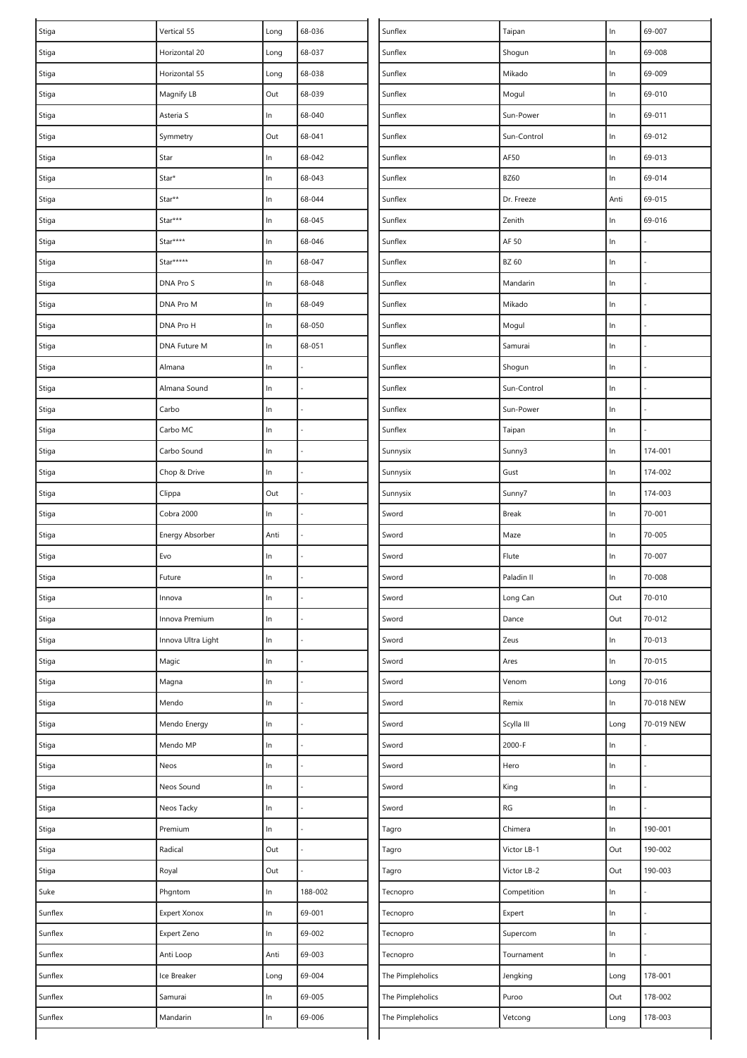| | | | |
|---|---|---|---|
| Stiga | Vertical 55 | Long | 68-036 |
| Stiga | Horizontal 20 | Long | 68-037 |
| Stiga | Horizontal 55 | Long | 68-038 |
| Stiga | Magnify LB | Out | 68-039 |
| Stiga | Asteria S | In | 68-040 |
| Stiga | Symmetry | Out | 68-041 |
| Stiga | Star | In | 68-042 |
| Stiga | Star* | In | 68-043 |
| Stiga | Star** | In | 68-044 |
| Stiga | Star*** | In | 68-045 |
| Stiga | Star**** | In | 68-046 |
| Stiga | Star***** | In | 68-047 |
| Stiga | DNA Pro S | In | 68-048 |
| Stiga | DNA Pro M | In | 68-049 |
| Stiga | DNA Pro H | In | 68-050 |
| Stiga | DNA Future M | In | 68-051 |
| Stiga | Almana | In | - |
| Stiga | Almana Sound | In | - |
| Stiga | Carbo | In | - |
| Stiga | Carbo MC | In | - |
| Stiga | Carbo Sound | In | - |
| Stiga | Chop & Drive | In | - |
| Stiga | Clippa | Out | - |
| Stiga | Cobra 2000 | In | - |
| Stiga | Energy Absorber | Anti | - |
| Stiga | Evo | In | - |
| Stiga | Future | In | - |
| Stiga | Innova | In | - |
| Stiga | Innova Premium | In | - |
| Stiga | Innova Ultra Light | In | - |
| Stiga | Magic | In | - |
| Stiga | Magna | In | - |
| Stiga | Mendo | In | - |
| Stiga | Mendo Energy | In | - |
| Stiga | Mendo MP | In | - |
| Stiga | Neos | In | - |
| Stiga | Neos Sound | In | - |
| Stiga | Neos Tacky | In | - |
| Stiga | Premium | In | - |
| Stiga | Radical | Out | - |
| Stiga | Royal | Out | - |
| Suke | Phgntom | In | 188-002 |
| Sunflex | Expert Xonox | In | 69-001 |
| Sunflex | Expert Zeno | In | 69-002 |
| Sunflex | Anti Loop | Anti | 69-003 |
| Sunflex | Ice Breaker | Long | 69-004 |
| Sunflex | Samurai | In | 69-005 |
| Sunflex | Mandarin | In | 69-006 |
| Sunflex | Taipan | In | 69-007 |
| Sunflex | Shogun | In | 69-008 |
| Sunflex | Mikado | In | 69-009 |
| Sunflex | Mogul | In | 69-010 |
| Sunflex | Sun-Power | In | 69-011 |
| Sunflex | Sun-Control | In | 69-012 |
| Sunflex | AF50 | In | 69-013 |
| Sunflex | BZ60 | In | 69-014 |
| Sunflex | Dr. Freeze | Anti | 69-015 |
| Sunflex | Zenith | In | 69-016 |
| Sunflex | AF 50 | In | - |
| Sunflex | BZ 60 | In | - |
| Sunflex | Mandarin | In | - |
| Sunflex | Mikado | In | - |
| Sunflex | Mogul | In | - |
| Sunflex | Samurai | In | - |
| Sunflex | Shogun | In | - |
| Sunflex | Sun-Control | In | - |
| Sunflex | Sun-Power | In | - |
| Sunflex | Taipan | In | - |
| Sunnysix | Sunny3 | In | 174-001 |
| Sunnysix | Gust | In | 174-002 |
| Sunnysix | Sunny7 | In | 174-003 |
| Sword | Break | In | 70-001 |
| Sword | Maze | In | 70-005 |
| Sword | Flute | In | 70-007 |
| Sword | Paladin II | In | 70-008 |
| Sword | Long Can | Out | 70-010 |
| Sword | Dance | Out | 70-012 |
| Sword | Zeus | In | 70-013 |
| Sword | Ares | In | 70-015 |
| Sword | Venom | Long | 70-016 |
| Sword | Remix | In | 70-018 NEW |
| Sword | Scylla III | Long | 70-019 NEW |
| Sword | 2000-F | In | - |
| Sword | Hero | In | - |
| Sword | King | In | - |
| Sword | RG | In | - |
| Tagro | Chimera | In | 190-001 |
| Tagro | Victor LB-1 | Out | 190-002 |
| Tagro | Victor LB-2 | Out | 190-003 |
| Tecnopro | Competition | In | - |
| Tecnopro | Expert | In | - |
| Tecnopro | Supercom | In | - |
| Tecnopro | Tournament | In | - |
| The Pimpleholics | Jengking | Long | 178-001 |
| The Pimpleholics | Puroo | Out | 178-002 |
| The Pimpleholics | Vetcong | Long | 178-003 |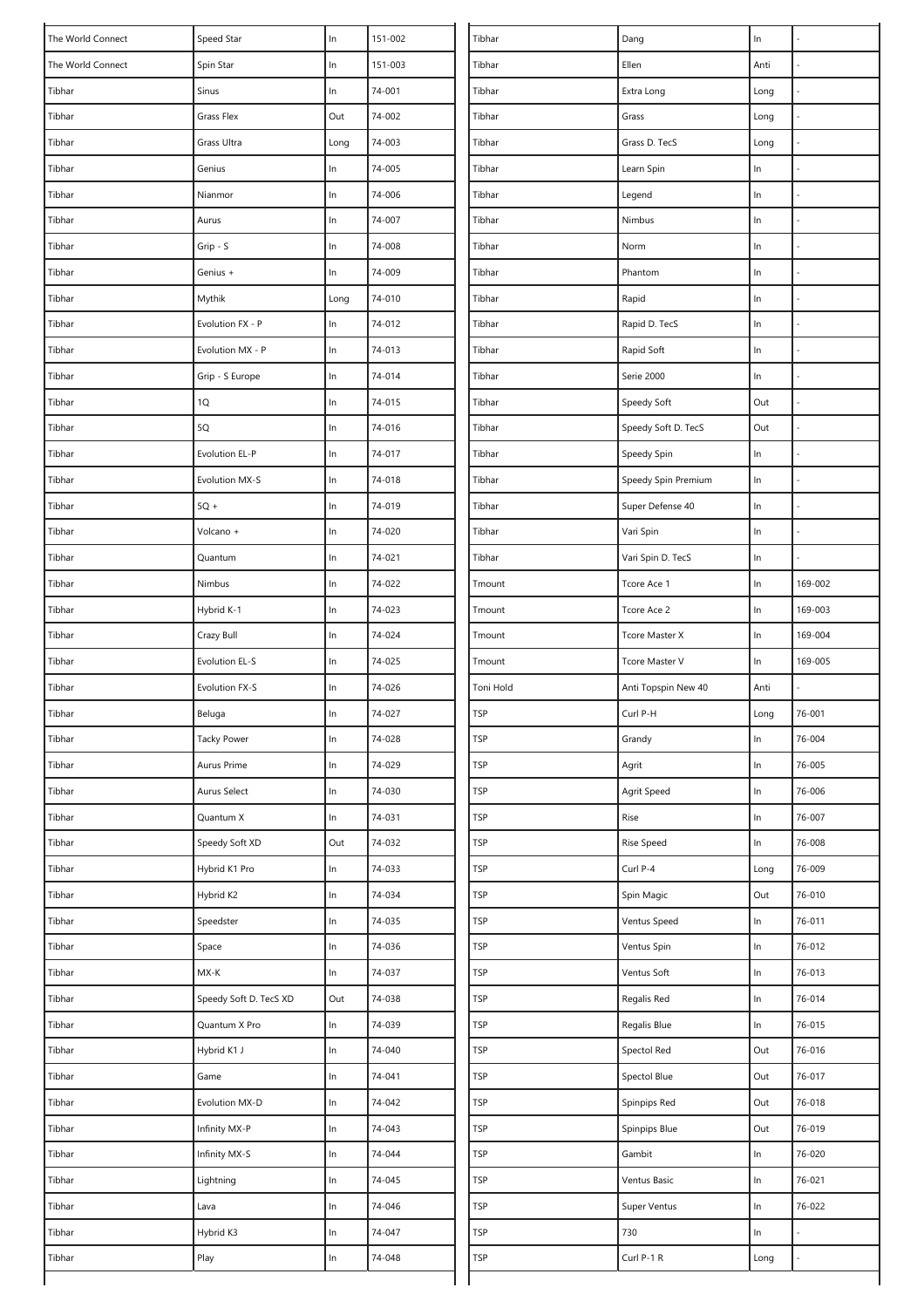| | | | |
|---|---|---|---|
| The World Connect | Speed Star | In | 151-002 |
| The World Connect | Spin Star | In | 151-003 |
| Tibhar | Sinus | In | 74-001 |
| Tibhar | Grass Flex | Out | 74-002 |
| Tibhar | Grass Ultra | Long | 74-003 |
| Tibhar | Genius | In | 74-005 |
| Tibhar | Nianmor | In | 74-006 |
| Tibhar | Aurus | In | 74-007 |
| Tibhar | Grip - S | In | 74-008 |
| Tibhar | Genius + | In | 74-009 |
| Tibhar | Mythik | Long | 74-010 |
| Tibhar | Evolution FX - P | In | 74-012 |
| Tibhar | Evolution MX - P | In | 74-013 |
| Tibhar | Grip - S Europe | In | 74-014 |
| Tibhar | 1Q | In | 74-015 |
| Tibhar | 5Q | In | 74-016 |
| Tibhar | Evolution EL-P | In | 74-017 |
| Tibhar | Evolution MX-S | In | 74-018 |
| Tibhar | 5Q + | In | 74-019 |
| Tibhar | Volcano + | In | 74-020 |
| Tibhar | Quantum | In | 74-021 |
| Tibhar | Nimbus | In | 74-022 |
| Tibhar | Hybrid K-1 | In | 74-023 |
| Tibhar | Crazy Bull | In | 74-024 |
| Tibhar | Evolution EL-S | In | 74-025 |
| Tibhar | Evolution FX-S | In | 74-026 |
| Tibhar | Beluga | In | 74-027 |
| Tibhar | Tacky Power | In | 74-028 |
| Tibhar | Aurus Prime | In | 74-029 |
| Tibhar | Aurus Select | In | 74-030 |
| Tibhar | Quantum X | In | 74-031 |
| Tibhar | Speedy Soft XD | Out | 74-032 |
| Tibhar | Hybrid K1 Pro | In | 74-033 |
| Tibhar | Hybrid K2 | In | 74-034 |
| Tibhar | Speedster | In | 74-035 |
| Tibhar | Space | In | 74-036 |
| Tibhar | MX-K | In | 74-037 |
| Tibhar | Speedy Soft D. TecS XD | Out | 74-038 |
| Tibhar | Quantum X Pro | In | 74-039 |
| Tibhar | Hybrid K1 J | In | 74-040 |
| Tibhar | Game | In | 74-041 |
| Tibhar | Evolution MX-D | In | 74-042 |
| Tibhar | Infinity MX-P | In | 74-043 |
| Tibhar | Infinity MX-S | In | 74-044 |
| Tibhar | Lightning | In | 74-045 |
| Tibhar | Lava | In | 74-046 |
| Tibhar | Hybrid K3 | In | 74-047 |
| Tibhar | Play | In | 74-048 |
| Tibhar | Dang | In | - |
| Tibhar | Ellen | Anti | - |
| Tibhar | Extra Long | Long | - |
| Tibhar | Grass | Long | - |
| Tibhar | Grass D. TecS | Long | - |
| Tibhar | Learn Spin | In | - |
| Tibhar | Legend | In | - |
| Tibhar | Nimbus | In | - |
| Tibhar | Norm | In | - |
| Tibhar | Phantom | In | - |
| Tibhar | Rapid | In | - |
| Tibhar | Rapid D. TecS | In | - |
| Tibhar | Rapid Soft | In | - |
| Tibhar | Serie 2000 | In | - |
| Tibhar | Speedy Soft | Out | - |
| Tibhar | Speedy Soft D. TecS | Out | - |
| Tibhar | Speedy Spin | In | - |
| Tibhar | Speedy Spin Premium | In | - |
| Tibhar | Super Defense 40 | In | - |
| Tibhar | Vari Spin | In | - |
| Tibhar | Vari Spin D. TecS | In | - |
| Tmount | Tcore Ace 1 | In | 169-002 |
| Tmount | Tcore Ace 2 | In | 169-003 |
| Tmount | Tcore Master X | In | 169-004 |
| Tmount | Tcore Master V | In | 169-005 |
| Toni Hold | Anti Topspin New 40 | Anti | - |
| TSP | Curl P-H | Long | 76-001 |
| TSP | Grandy | In | 76-004 |
| TSP | Agrit | In | 76-005 |
| TSP | Agrit Speed | In | 76-006 |
| TSP | Rise | In | 76-007 |
| TSP | Rise Speed | In | 76-008 |
| TSP | Curl P-4 | Long | 76-009 |
| TSP | Spin Magic | Out | 76-010 |
| TSP | Ventus Speed | In | 76-011 |
| TSP | Ventus Spin | In | 76-012 |
| TSP | Ventus Soft | In | 76-013 |
| TSP | Regalis Red | In | 76-014 |
| TSP | Regalis Blue | In | 76-015 |
| TSP | Spectol Red | Out | 76-016 |
| TSP | Spectol Blue | Out | 76-017 |
| TSP | Spinpips Red | Out | 76-018 |
| TSP | Spinpips Blue | Out | 76-019 |
| TSP | Gambit | In | 76-020 |
| TSP | Ventus Basic | In | 76-021 |
| TSP | Super Ventus | In | 76-022 |
| TSP | 730 | In | - |
| TSP | Curl P-1 R | Long | - |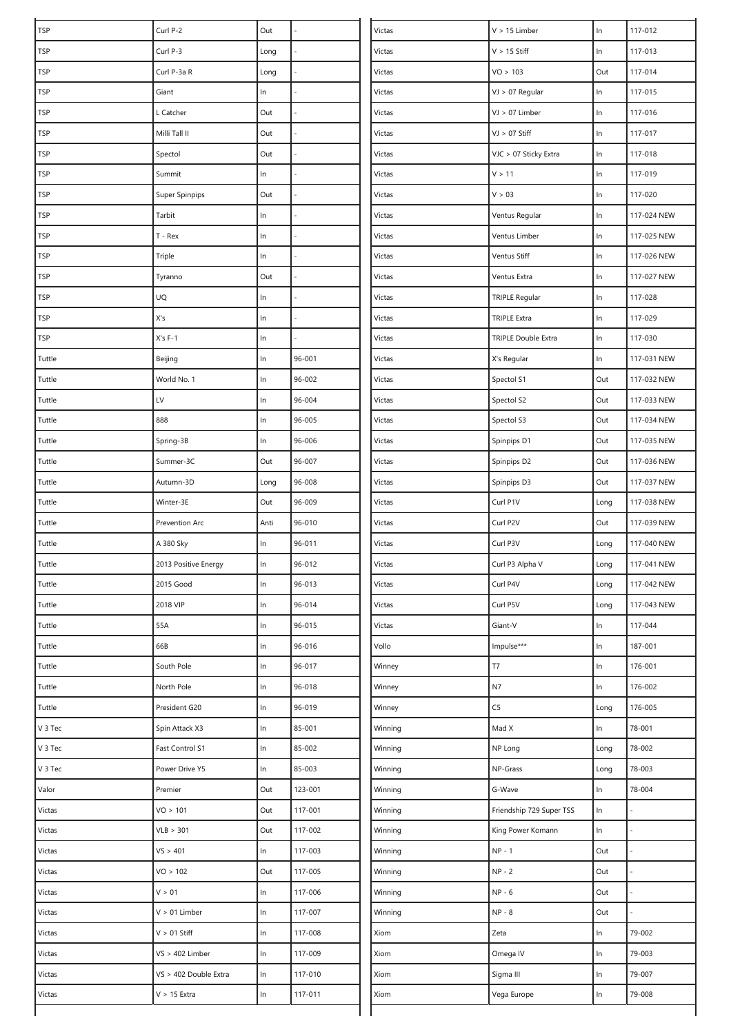| TSP | Curl P-2 | Out | - |
|---|---|---|---|
| TSP | Curl P-3 | Long | - |
| TSP | Curl P-3a R | Long | - |
| TSP | Giant | In | - |
| TSP | L Catcher | Out | - |
| TSP | Milli Tall II | Out | - |
| TSP | Spectol | Out | - |
| TSP | Summit | In | - |
| TSP | Super Spinpips | Out | - |
| TSP | Tarbit | In | - |
| TSP | T - Rex | In | - |
| TSP | Triple | In | - |
| TSP | Tyranno | Out | - |
| TSP | UQ | In | - |
| TSP | X's | In | - |
| TSP | X's F-1 | In | - |
| Tuttle | Beijing | In | 96-001 |
| Tuttle | World No. 1 | In | 96-002 |
| Tuttle | LV | In | 96-004 |
| Tuttle | 888 | In | 96-005 |
| Tuttle | Spring-3B | In | 96-006 |
| Tuttle | Summer-3C | Out | 96-007 |
| Tuttle | Autumn-3D | Long | 96-008 |
| Tuttle | Winter-3E | Out | 96-009 |
| Tuttle | Prevention Arc | Anti | 96-010 |
| Tuttle | A 380 Sky | In | 96-011 |
| Tuttle | 2013 Positive Energy | In | 96-012 |
| Tuttle | 2015 Good | In | 96-013 |
| Tuttle | 2018 VIP | In | 96-014 |
| Tuttle | 55A | In | 96-015 |
| Tuttle | 66B | In | 96-016 |
| Tuttle | South Pole | In | 96-017 |
| Tuttle | North Pole | In | 96-018 |
| Tuttle | President G20 | In | 96-019 |
| V 3 Tec | Spin Attack X3 | In | 85-001 |
| V 3 Tec | Fast Control S1 | In | 85-002 |
| V 3 Tec | Power Drive Y5 | In | 85-003 |
| Valor | Premier | Out | 123-001 |
| Victas | VO > 101 | Out | 117-001 |
| Victas | VLB > 301 | Out | 117-002 |
| Victas | VS > 401 | In | 117-003 |
| Victas | VO > 102 | Out | 117-005 |
| Victas | V > 01 | In | 117-006 |
| Victas | V > 01 Limber | In | 117-007 |
| Victas | V > 01 Stiff | In | 117-008 |
| Victas | VS > 402 Limber | In | 117-009 |
| Victas | VS > 402 Double Extra | In | 117-010 |
| Victas | V > 15 Extra | In | 117-011 |
| Victas | V > 15 Limber | In | 117-012 |
| Victas | V > 15 Stiff | In | 117-013 |
| Victas | VO > 103 | Out | 117-014 |
| Victas | VJ > 07 Regular | In | 117-015 |
| Victas | VJ > 07 Limber | In | 117-016 |
| Victas | VJ > 07 Stiff | In | 117-017 |
| Victas | VJC > 07 Sticky Extra | In | 117-018 |
| Victas | V > 11 | In | 117-019 |
| Victas | V > 03 | In | 117-020 |
| Victas | Ventus Regular | In | 117-024 NEW |
| Victas | Ventus Limber | In | 117-025 NEW |
| Victas | Ventus Stiff | In | 117-026 NEW |
| Victas | Ventus Extra | In | 117-027 NEW |
| Victas | TRIPLE Regular | In | 117-028 |
| Victas | TRIPLE Extra | In | 117-029 |
| Victas | TRIPLE Double Extra | In | 117-030 |
| Victas | X's Regular | In | 117-031 NEW |
| Victas | Spectol S1 | Out | 117-032 NEW |
| Victas | Spectol S2 | Out | 117-033 NEW |
| Victas | Spectol S3 | Out | 117-034 NEW |
| Victas | Spinpips D1 | Out | 117-035 NEW |
| Victas | Spinpips D2 | Out | 117-036 NEW |
| Victas | Spinpips D3 | Out | 117-037 NEW |
| Victas | Curl P1V | Long | 117-038 NEW |
| Victas | Curl P2V | Out | 117-039 NEW |
| Victas | Curl P3V | Long | 117-040 NEW |
| Victas | Curl P3 Alpha V | Long | 117-041 NEW |
| Victas | Curl P4V | Long | 117-042 NEW |
| Victas | Curl P5V | Long | 117-043 NEW |
| Victas | Giant-V | In | 117-044 |
| Vollo | Impulse*** | In | 187-001 |
| Winney | T7 | In | 176-001 |
| Winney | N7 | In | 176-002 |
| Winney | C5 | Long | 176-005 |
| Winning | Mad X | In | 78-001 |
| Winning | NP Long | Long | 78-002 |
| Winning | NP-Grass | Long | 78-003 |
| Winning | G-Wave | In | 78-004 |
| Winning | Friendship 729 Super TSS | In | - |
| Winning | King Power Komann | In | - |
| Winning | NP - 1 | Out | - |
| Winning | NP - 2 | Out | - |
| Winning | NP - 6 | Out | - |
| Winning | NP - 8 | Out | - |
| Xiom | Zeta | In | 79-002 |
| Xiom | Omega IV | In | 79-003 |
| Xiom | Sigma III | In | 79-007 |
| Xiom | Vega Europe | In | 79-008 |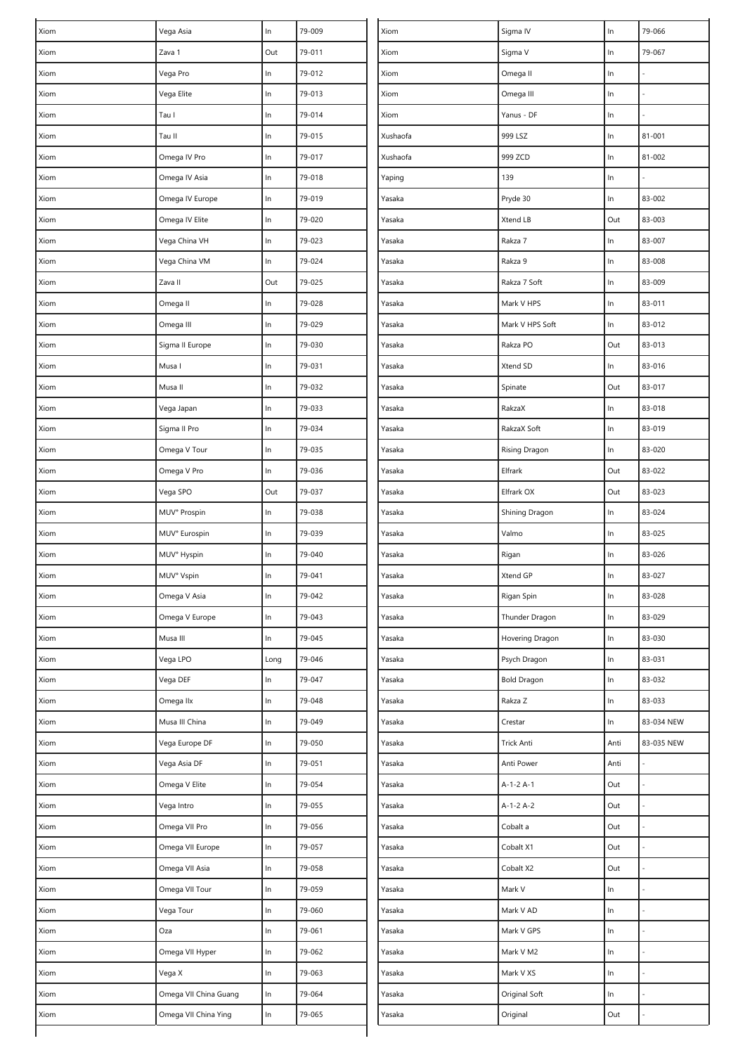| | | | |
|---|---|---|---|
| Xiom | Vega Asia | In | 79-009 |
| Xiom | Zava 1 | Out | 79-011 |
| Xiom | Vega Pro | In | 79-012 |
| Xiom | Vega Elite | In | 79-013 |
| Xiom | Tau I | In | 79-014 |
| Xiom | Tau II | In | 79-015 |
| Xiom | Omega IV Pro | In | 79-017 |
| Xiom | Omega IV Asia | In | 79-018 |
| Xiom | Omega IV Europe | In | 79-019 |
| Xiom | Omega IV Elite | In | 79-020 |
| Xiom | Vega China VH | In | 79-023 |
| Xiom | Vega China VM | In | 79-024 |
| Xiom | Zava II | Out | 79-025 |
| Xiom | Omega II | In | 79-028 |
| Xiom | Omega III | In | 79-029 |
| Xiom | Sigma II Europe | In | 79-030 |
| Xiom | Musa I | In | 79-031 |
| Xiom | Musa II | In | 79-032 |
| Xiom | Vega Japan | In | 79-033 |
| Xiom | Sigma II Pro | In | 79-034 |
| Xiom | Omega V Tour | In | 79-035 |
| Xiom | Omega V Pro | In | 79-036 |
| Xiom | Vega SPO | Out | 79-037 |
| Xiom | MUV° Prospin | In | 79-038 |
| Xiom | MUV° Eurospin | In | 79-039 |
| Xiom | MUV° Hyspin | In | 79-040 |
| Xiom | MUV° Vspin | In | 79-041 |
| Xiom | Omega V Asia | In | 79-042 |
| Xiom | Omega V Europe | In | 79-043 |
| Xiom | Musa III | In | 79-045 |
| Xiom | Vega LPO | Long | 79-046 |
| Xiom | Vega DEF | In | 79-047 |
| Xiom | Omega IIx | In | 79-048 |
| Xiom | Musa III China | In | 79-049 |
| Xiom | Vega Europe DF | In | 79-050 |
| Xiom | Vega Asia DF | In | 79-051 |
| Xiom | Omega V Elite | In | 79-054 |
| Xiom | Vega Intro | In | 79-055 |
| Xiom | Omega VII Pro | In | 79-056 |
| Xiom | Omega VII Europe | In | 79-057 |
| Xiom | Omega VII Asia | In | 79-058 |
| Xiom | Omega VII Tour | In | 79-059 |
| Xiom | Vega Tour | In | 79-060 |
| Xiom | Oza | In | 79-061 |
| Xiom | Omega VII Hyper | In | 79-062 |
| Xiom | Vega X | In | 79-063 |
| Xiom | Omega VII China Guang | In | 79-064 |
| Xiom | Omega VII China Ying | In | 79-065 |
| Xiom | Sigma IV | In | 79-066 |
| Xiom | Sigma V | In | 79-067 |
| Xiom | Omega II | In | - |
| Xiom | Omega III | In | - |
| Xiom | Yanus - DF | In | - |
| Xushaofa | 999 LSZ | In | 81-001 |
| Xushaofa | 999 ZCD | In | 81-002 |
| Yaping | 139 | In | - |
| Yasaka | Pryde 30 | In | 83-002 |
| Yasaka | Xtend LB | Out | 83-003 |
| Yasaka | Rakza 7 | In | 83-007 |
| Yasaka | Rakza 9 | In | 83-008 |
| Yasaka | Rakza 7 Soft | In | 83-009 |
| Yasaka | Mark V HPS | In | 83-011 |
| Yasaka | Mark V HPS Soft | In | 83-012 |
| Yasaka | Rakza PO | Out | 83-013 |
| Yasaka | Xtend SD | In | 83-016 |
| Yasaka | Spinate | Out | 83-017 |
| Yasaka | RakzaX | In | 83-018 |
| Yasaka | RakzaX Soft | In | 83-019 |
| Yasaka | Rising Dragon | In | 83-020 |
| Yasaka | Elfrark | Out | 83-022 |
| Yasaka | Elfrark OX | Out | 83-023 |
| Yasaka | Shining Dragon | In | 83-024 |
| Yasaka | Valmo | In | 83-025 |
| Yasaka | Rigan | In | 83-026 |
| Yasaka | Xtend GP | In | 83-027 |
| Yasaka | Rigan Spin | In | 83-028 |
| Yasaka | Thunder Dragon | In | 83-029 |
| Yasaka | Hovering Dragon | In | 83-030 |
| Yasaka | Psych Dragon | In | 83-031 |
| Yasaka | Bold Dragon | In | 83-032 |
| Yasaka | Rakza Z | In | 83-033 |
| Yasaka | Crestar | In | 83-034 NEW |
| Yasaka | Trick Anti | Anti | 83-035 NEW |
| Yasaka | Anti Power | Anti | - |
| Yasaka | A-1-2 A-1 | Out | - |
| Yasaka | A-1-2 A-2 | Out | - |
| Yasaka | Cobalt a | Out | - |
| Yasaka | Cobalt X1 | Out | - |
| Yasaka | Cobalt X2 | Out | - |
| Yasaka | Mark V | In | - |
| Yasaka | Mark V AD | In | - |
| Yasaka | Mark V GPS | In | - |
| Yasaka | Mark V M2 | In | - |
| Yasaka | Mark V XS | In | - |
| Yasaka | Original Soft | In | - |
| Yasaka | Original | Out | - |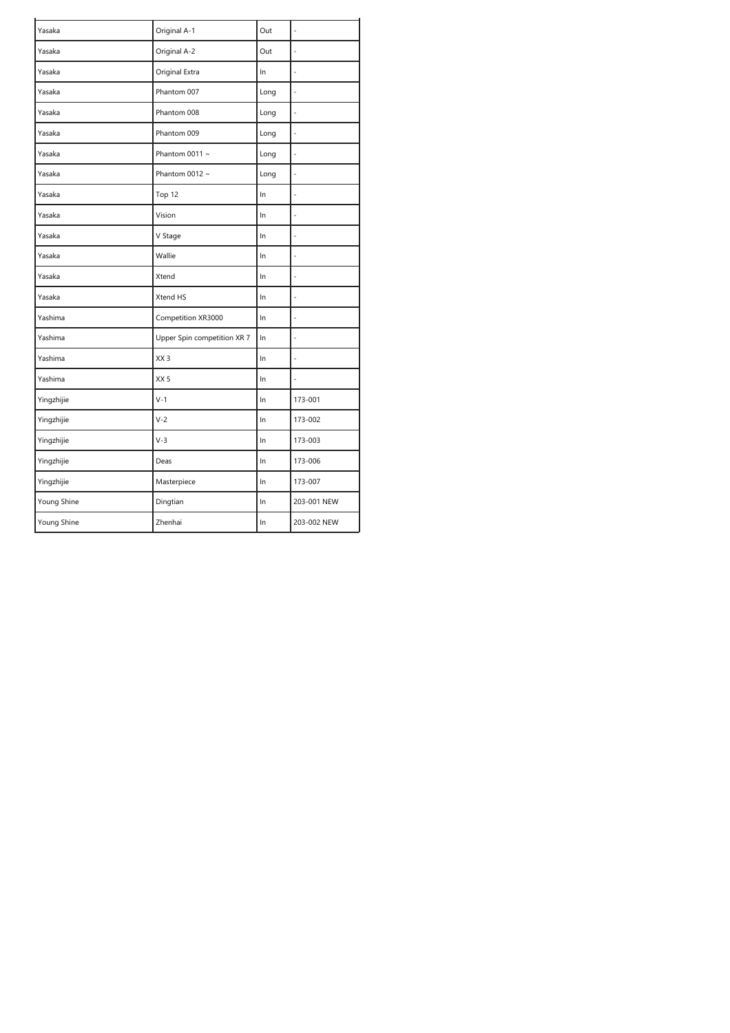| | | | |
|---|---|---|---|
| Yasaka | Original A-1 | Out | - |
| Yasaka | Original A-2 | Out | - |
| Yasaka | Original Extra | In | - |
| Yasaka | Phantom 007 | Long | - |
| Yasaka | Phantom 008 | Long | - |
| Yasaka | Phantom 009 | Long | - |
| Yasaka | Phantom 0011 ~ | Long | - |
| Yasaka | Phantom 0012 ~ | Long | - |
| Yasaka | Top 12 | In | - |
| Yasaka | Vision | In | - |
| Yasaka | V Stage | In | - |
| Yasaka | Wallie | In | - |
| Yasaka | Xtend | In | - |
| Yasaka | Xtend HS | In | - |
| Yashima | Competition XR3000 | In | - |
| Yashima | Upper Spin competition XR 7 | In | - |
| Yashima | XX 3 | In | - |
| Yashima | XX 5 | In | - |
| Yingzhijie | V-1 | In | 173-001 |
| Yingzhijie | V-2 | In | 173-002 |
| Yingzhijie | V-3 | In | 173-003 |
| Yingzhijie | Deas | In | 173-006 |
| Yingzhijie | Masterpiece | In | 173-007 |
| Young Shine | Dingtian | In | 203-001 NEW |
| Young Shine | Zhenhai | In | 203-002 NEW |